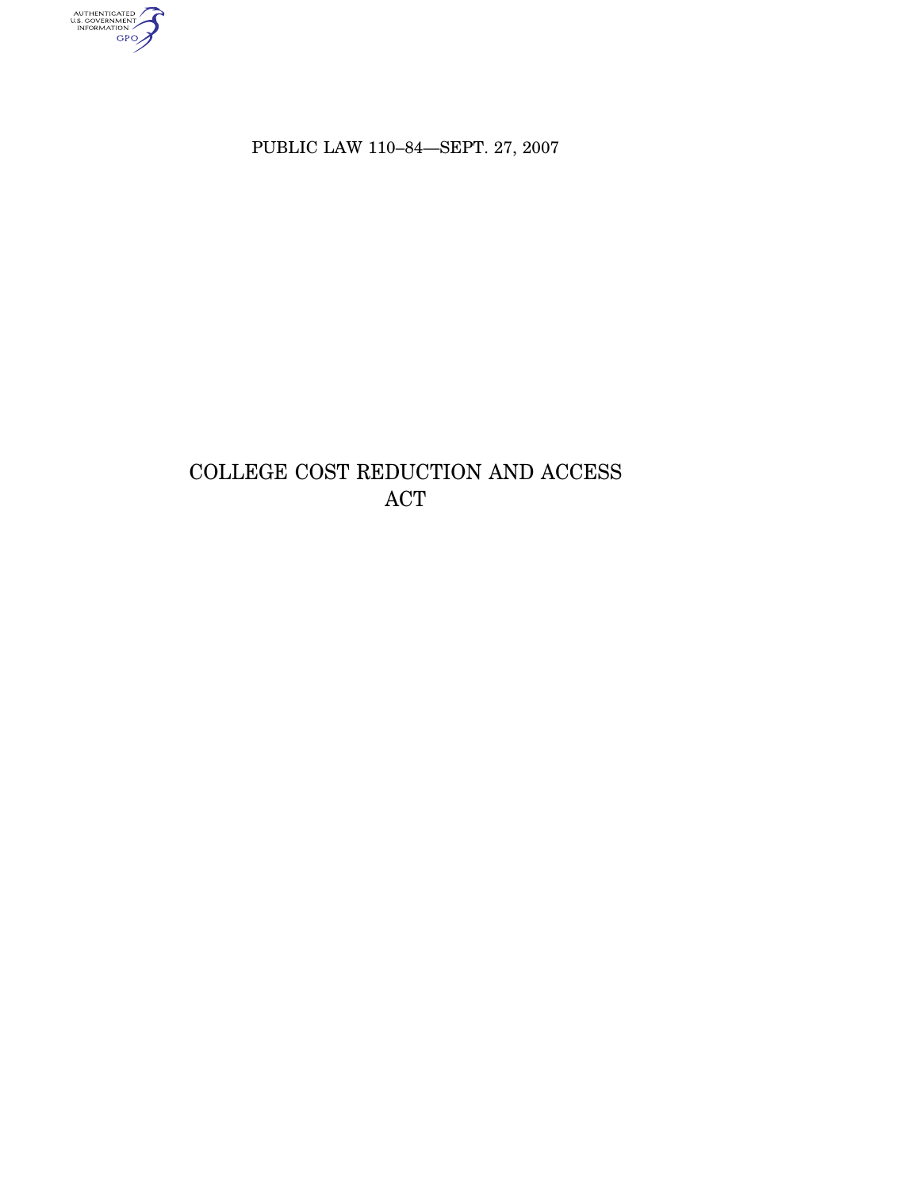PUBLIC LAW 110–84—SEPT. 27, 2007

# COLLEGE COST REDUCTION AND ACCESS ACT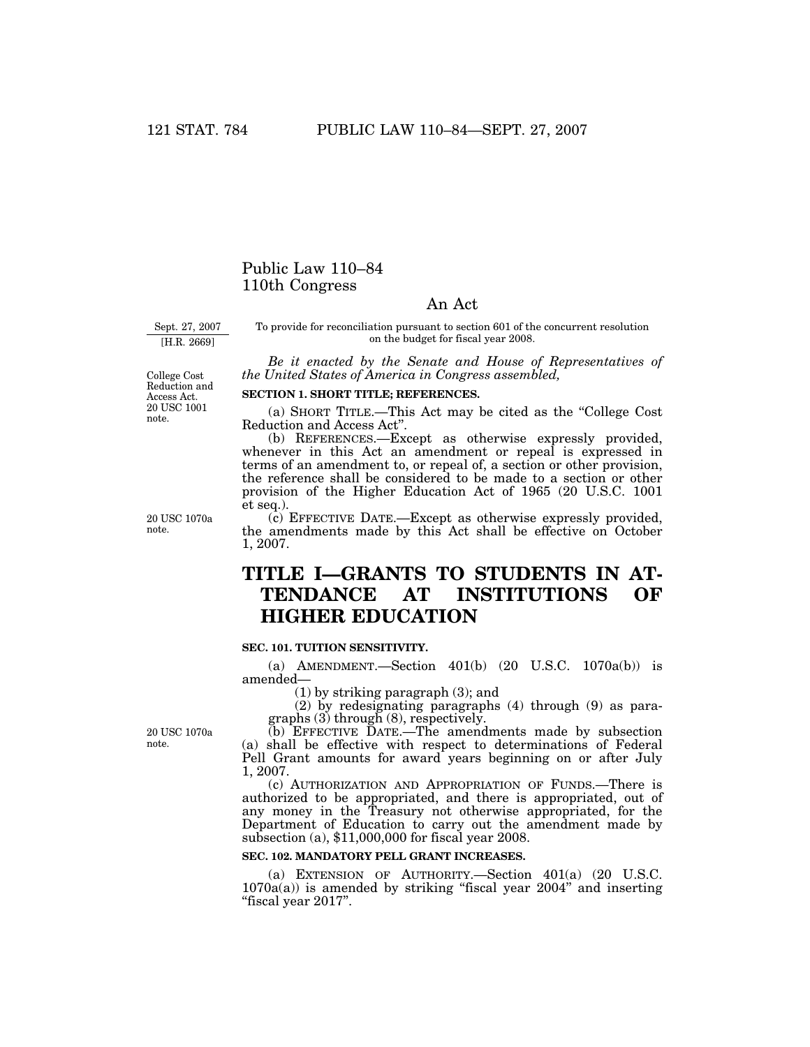# Public Law 110–84
# 110th Congress

## An Act

Sept. 27, 2007
[H.R. 2669]

To provide for reconciliation pursuant to section 601 of the concurrent resolution on the budget for fiscal year 2008.

*Be it enacted by the Senate and House of Representatives of the United States of America in Congress assembled,*

College Cost Reduction and Access Act. 20 USC 1001 note.

**SECTION 1. SHORT TITLE; REFERENCES.**

(a) SHORT TITLE.—This Act may be cited as the "College Cost Reduction and Access Act".

(b) REFERENCES.—Except as otherwise expressly provided, whenever in this Act an amendment or repeal is expressed in terms of an amendment to, or repeal of, a section or other provision, the reference shall be considered to be made to a section or other provision of the Higher Education Act of 1965 (20 U.S.C. 1001 et seq.).

20 USC 1070a note.

(c) EFFECTIVE DATE.—Except as otherwise expressly provided, the amendments made by this Act shall be effective on October 1, 2007.

# TITLE I—GRANTS TO STUDENTS IN ATTENDANCE AT INSTITUTIONS OF HIGHER EDUCATION

**SEC. 101. TUITION SENSITIVITY.**

(a) AMENDMENT.—Section 401(b) (20 U.S.C. 1070a(b)) is amended—

(1) by striking paragraph (3); and

(2) by redesignating paragraphs (4) through (9) as paragraphs (3) through (8), respectively.

20 USC 1070a note.

(b) EFFECTIVE DATE.—The amendments made by subsection (a) shall be effective with respect to determinations of Federal Pell Grant amounts for award years beginning on or after July 1, 2007.

(c) AUTHORIZATION AND APPROPRIATION OF FUNDS.—There is authorized to be appropriated, and there is appropriated, out of any money in the Treasury not otherwise appropriated, for the Department of Education to carry out the amendment made by subsection (a), $11,000,000 for fiscal year 2008.

**SEC. 102. MANDATORY PELL GRANT INCREASES.**

(a) EXTENSION OF AUTHORITY.—Section 401(a) (20 U.S.C. 1070a(a)) is amended by striking "fiscal year 2004" and inserting "fiscal year 2017".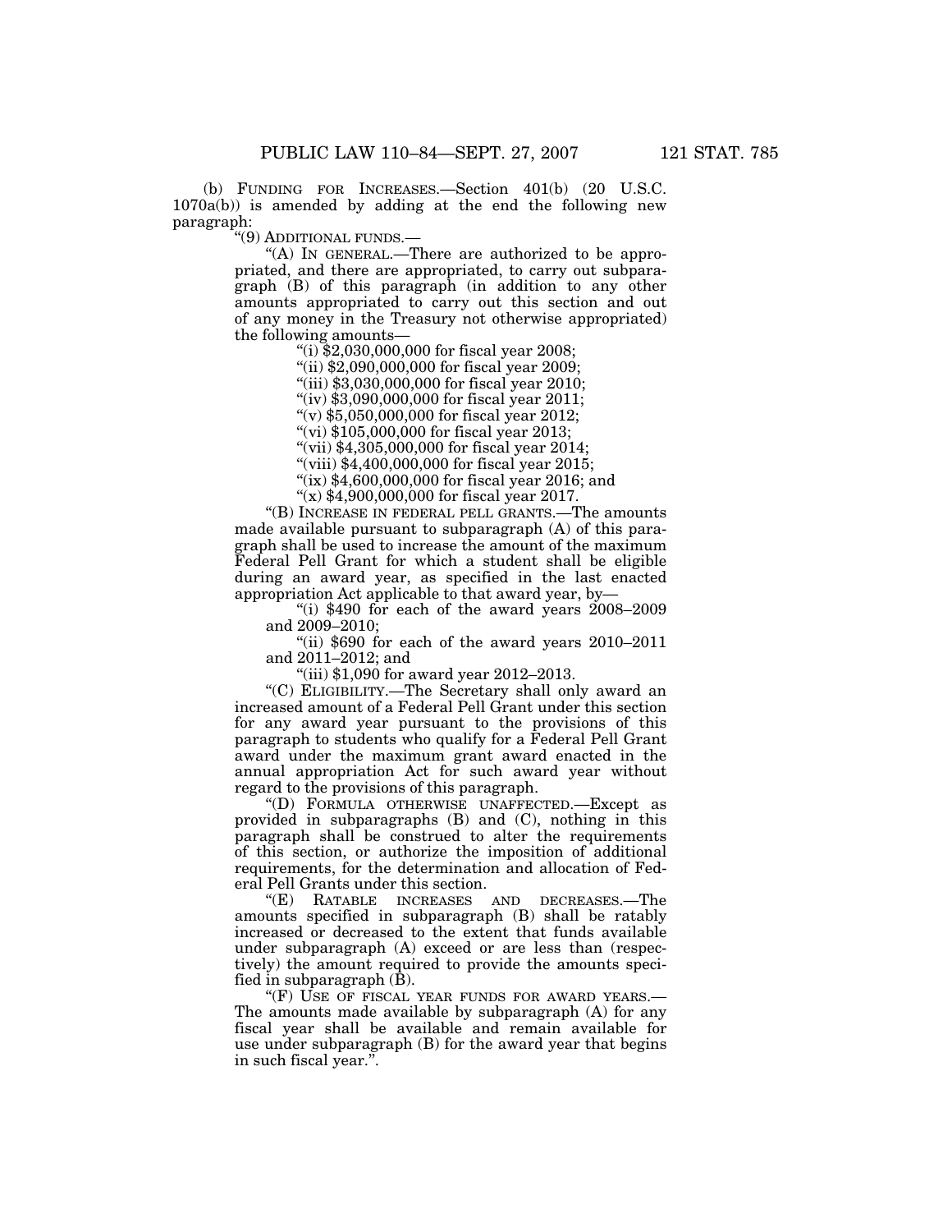(b) FUNDING FOR INCREASES.—Section 401(b) (20 U.S.C. 1070a(b)) is amended by adding at the end the following new paragraph:

"(9) ADDITIONAL FUNDS.—

"(A) IN GENERAL.—There are authorized to be appropriated, and there are appropriated, to carry out subparagraph (B) of this paragraph (in addition to any other amounts appropriated to carry out this section and out of any money in the Treasury not otherwise appropriated) the following amounts—

"(i) $2,030,000,000 for fiscal year 2008;

"(ii) $2,090,000,000 for fiscal year 2009;

"(iii) $3,030,000,000 for fiscal year 2010;

"(iv) $3,090,000,000 for fiscal year 2011;

"(v) $5,050,000,000 for fiscal year 2012;

"(vi) $105,000,000 for fiscal year 2013;

"(vii) $4,305,000,000 for fiscal year 2014;

"(viii) $4,400,000,000 for fiscal year 2015;

"(ix) $4,600,000,000 for fiscal year 2016; and

"(x) $4,900,000,000 for fiscal year 2017.

"(B) INCREASE IN FEDERAL PELL GRANTS.—The amounts made available pursuant to subparagraph (A) of this paragraph shall be used to increase the amount of the maximum Federal Pell Grant for which a student shall be eligible during an award year, as specified in the last enacted appropriation Act applicable to that award year, by—

"(i) $490 for each of the award years 2008–2009 and 2009–2010;

"(ii) $690 for each of the award years 2010–2011 and 2011–2012; and

"(iii) $1,090 for award year 2012–2013.

"(C) ELIGIBILITY.—The Secretary shall only award an increased amount of a Federal Pell Grant under this section for any award year pursuant to the provisions of this paragraph to students who qualify for a Federal Pell Grant award under the maximum grant award enacted in the annual appropriation Act for such award year without regard to the provisions of this paragraph.

"(D) FORMULA OTHERWISE UNAFFECTED.—Except as provided in subparagraphs (B) and (C), nothing in this paragraph shall be construed to alter the requirements of this section, or authorize the imposition of additional requirements, for the determination and allocation of Federal Pell Grants under this section.

"(E) RATABLE INCREASES AND DECREASES.—The amounts specified in subparagraph (B) shall be ratably increased or decreased to the extent that funds available under subparagraph (A) exceed or are less than (respectively) the amount required to provide the amounts specified in subparagraph (B).

"(F) USE OF FISCAL YEAR FUNDS FOR AWARD YEARS.—The amounts made available by subparagraph (A) for any fiscal year shall be available and remain available for use under subparagraph (B) for the award year that begins in such fiscal year.".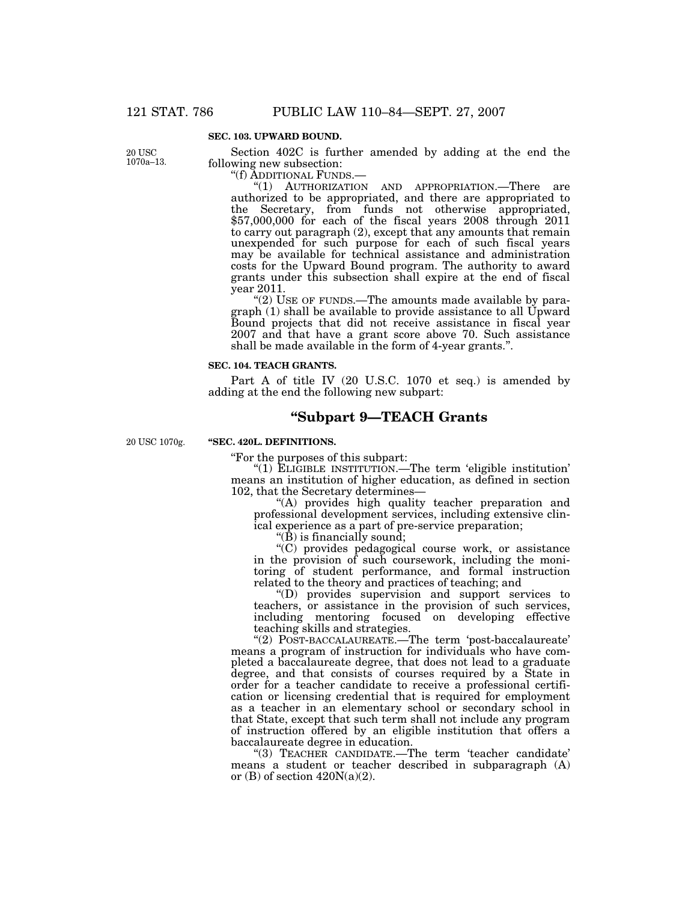**SEC. 103. UPWARD BOUND.**

20 USC 1070a–13.

Section 402C is further amended by adding at the end the following new subsection:

"(f) ADDITIONAL FUNDS.—

"(1) AUTHORIZATION AND APPROPRIATION.—There are authorized to be appropriated, and there are appropriated to the Secretary, from funds not otherwise appropriated, $57,000,000 for each of the fiscal years 2008 through 2011 to carry out paragraph (2), except that any amounts that remain unexpended for such purpose for each of such fiscal years may be available for technical assistance and administration costs for the Upward Bound program. The authority to award grants under this subsection shall expire at the end of fiscal year 2011.

"(2) USE OF FUNDS.—The amounts made available by paragraph (1) shall be available to provide assistance to all Upward Bound projects that did not receive assistance in fiscal year 2007 and that have a grant score above 70. Such assistance shall be made available in the form of 4-year grants.".

**SEC. 104. TEACH GRANTS.**

Part A of title IV (20 U.S.C. 1070 et seq.) is amended by adding at the end the following new subpart:

## "Subpart 9—TEACH Grants

20 USC 1070g.

**"SEC. 420L. DEFINITIONS.**

"For the purposes of this subpart:

"(1) ELIGIBLE INSTITUTION.—The term 'eligible institution' means an institution of higher education, as defined in section 102, that the Secretary determines—

"(A) provides high quality teacher preparation and professional development services, including extensive clinical experience as a part of pre-service preparation;

"(B) is financially sound;

"(C) provides pedagogical course work, or assistance in the provision of such coursework, including the monitoring of student performance, and formal instruction related to the theory and practices of teaching; and

"(D) provides supervision and support services to teachers, or assistance in the provision of such services, including mentoring focused on developing effective teaching skills and strategies.

"(2) POST-BACCALAUREATE.—The term 'post-baccalaureate' means a program of instruction for individuals who have completed a baccalaureate degree, that does not lead to a graduate degree, and that consists of courses required by a State in order for a teacher candidate to receive a professional certification or licensing credential that is required for employment as a teacher in an elementary school or secondary school in that State, except that such term shall not include any program of instruction offered by an eligible institution that offers a baccalaureate degree in education.

"(3) TEACHER CANDIDATE.—The term 'teacher candidate' means a student or teacher described in subparagraph (A) or (B) of section 420N(a)(2).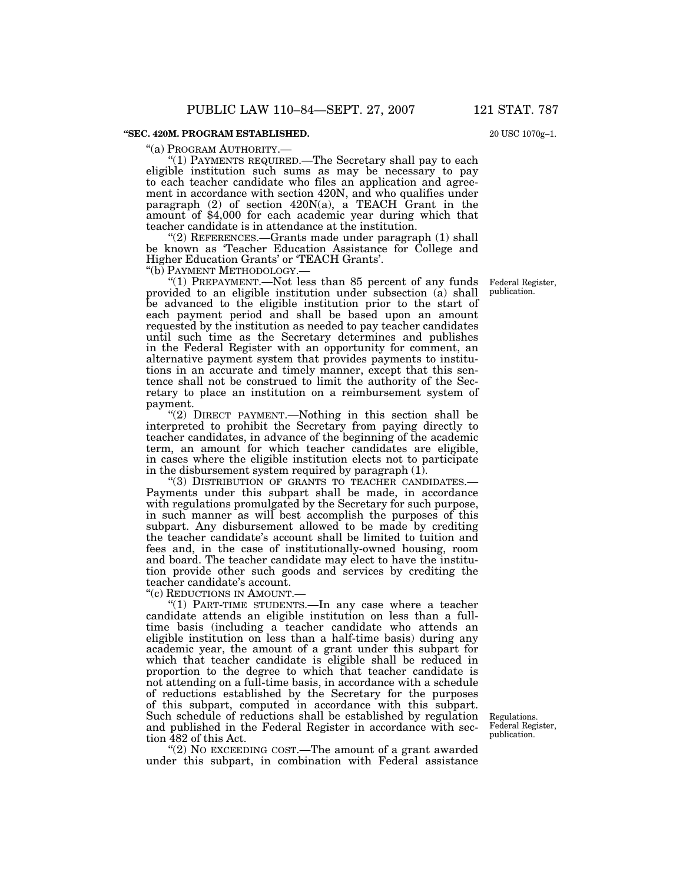**"SEC. 420M. PROGRAM ESTABLISHED.**

20 USC 1070g–1.

"(a) PROGRAM AUTHORITY.—

"(1) PAYMENTS REQUIRED.—The Secretary shall pay to each eligible institution such sums as may be necessary to pay to each teacher candidate who files an application and agreement in accordance with section 420N, and who qualifies under paragraph (2) of section 420N(a), a TEACH Grant in the amount of $4,000 for each academic year during which that teacher candidate is in attendance at the institution.

"(2) REFERENCES.—Grants made under paragraph (1) shall be known as 'Teacher Education Assistance for College and Higher Education Grants' or 'TEACH Grants'.

"(b) PAYMENT METHODOLOGY.—

"(1) PREPAYMENT.—Not less than 85 percent of any funds provided to an eligible institution under subsection (a) shall be advanced to the eligible institution prior to the start of each payment period and shall be based upon an amount requested by the institution as needed to pay teacher candidates until such time as the Secretary determines and publishes in the Federal Register with an opportunity for comment, an alternative payment system that provides payments to institutions in an accurate and timely manner, except that this sentence shall not be construed to limit the authority of the Secretary to place an institution on a reimbursement system of payment.

Federal Register, publication.

"(2) DIRECT PAYMENT.—Nothing in this section shall be interpreted to prohibit the Secretary from paying directly to teacher candidates, in advance of the beginning of the academic term, an amount for which teacher candidates are eligible, in cases where the eligible institution elects not to participate in the disbursement system required by paragraph (1).

"(3) DISTRIBUTION OF GRANTS TO TEACHER CANDIDATES.—Payments under this subpart shall be made, in accordance with regulations promulgated by the Secretary for such purpose, in such manner as will best accomplish the purposes of this subpart. Any disbursement allowed to be made by crediting the teacher candidate's account shall be limited to tuition and fees and, in the case of institutionally-owned housing, room and board. The teacher candidate may elect to have the institution provide other such goods and services by crediting the teacher candidate's account.

"(c) REDUCTIONS IN AMOUNT.—

"(1) PART-TIME STUDENTS.—In any case where a teacher candidate attends an eligible institution on less than a full-time basis (including a teacher candidate who attends an eligible institution on less than a half-time basis) during any academic year, the amount of a grant under this subpart for which that teacher candidate is eligible shall be reduced in proportion to the degree to which that teacher candidate is not attending on a full-time basis, in accordance with a schedule of reductions established by the Secretary for the purposes of this subpart, computed in accordance with this subpart. Such schedule of reductions shall be established by regulation and published in the Federal Register in accordance with section 482 of this Act.

Regulations. Federal Register, publication.

"(2) NO EXCEEDING COST.—The amount of a grant awarded under this subpart, in combination with Federal assistance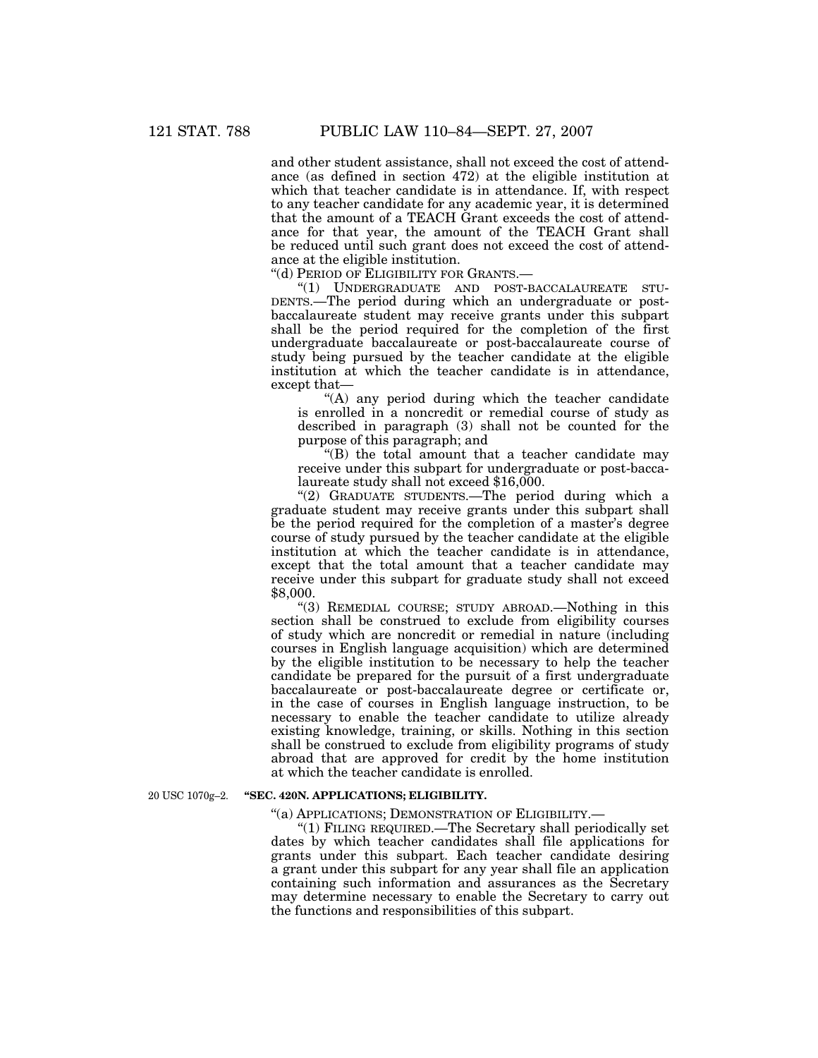and other student assistance, shall not exceed the cost of attendance (as defined in section 472) at the eligible institution at which that teacher candidate is in attendance. If, with respect to any teacher candidate for any academic year, it is determined that the amount of a TEACH Grant exceeds the cost of attendance for that year, the amount of the TEACH Grant shall be reduced until such grant does not exceed the cost of attendance at the eligible institution.

"(d) PERIOD OF ELIGIBILITY FOR GRANTS.—

"(1) UNDERGRADUATE AND POST-BACCALAUREATE STUDENTS.—The period during which an undergraduate or post-baccalaureate student may receive grants under this subpart shall be the period required for the completion of the first undergraduate baccalaureate or post-baccalaureate course of study being pursued by the teacher candidate at the eligible institution at which the teacher candidate is in attendance, except that—

"(A) any period during which the teacher candidate is enrolled in a noncredit or remedial course of study as described in paragraph (3) shall not be counted for the purpose of this paragraph; and

"(B) the total amount that a teacher candidate may receive under this subpart for undergraduate or post-baccalaureate study shall not exceed $16,000.

"(2) GRADUATE STUDENTS.—The period during which a graduate student may receive grants under this subpart shall be the period required for the completion of a master's degree course of study pursued by the teacher candidate at the eligible institution at which the teacher candidate is in attendance, except that the total amount that a teacher candidate may receive under this subpart for graduate study shall not exceed $8,000.

"(3) REMEDIAL COURSE; STUDY ABROAD.—Nothing in this section shall be construed to exclude from eligibility courses of study which are noncredit or remedial in nature (including courses in English language acquisition) which are determined by the eligible institution to be necessary to help the teacher candidate be prepared for the pursuit of a first undergraduate baccalaureate or post-baccalaureate degree or certificate or, in the case of courses in English language instruction, to be necessary to enable the teacher candidate to utilize already existing knowledge, training, or skills. Nothing in this section shall be construed to exclude from eligibility programs of study abroad that are approved for credit by the home institution at which the teacher candidate is enrolled.

20 USC 1070g–2.

**"SEC. 420N. APPLICATIONS; ELIGIBILITY.**

"(a) APPLICATIONS; DEMONSTRATION OF ELIGIBILITY.—

"(1) FILING REQUIRED.—The Secretary shall periodically set dates by which teacher candidates shall file applications for grants under this subpart. Each teacher candidate desiring a grant under this subpart for any year shall file an application containing such information and assurances as the Secretary may determine necessary to enable the Secretary to carry out the functions and responsibilities of this subpart.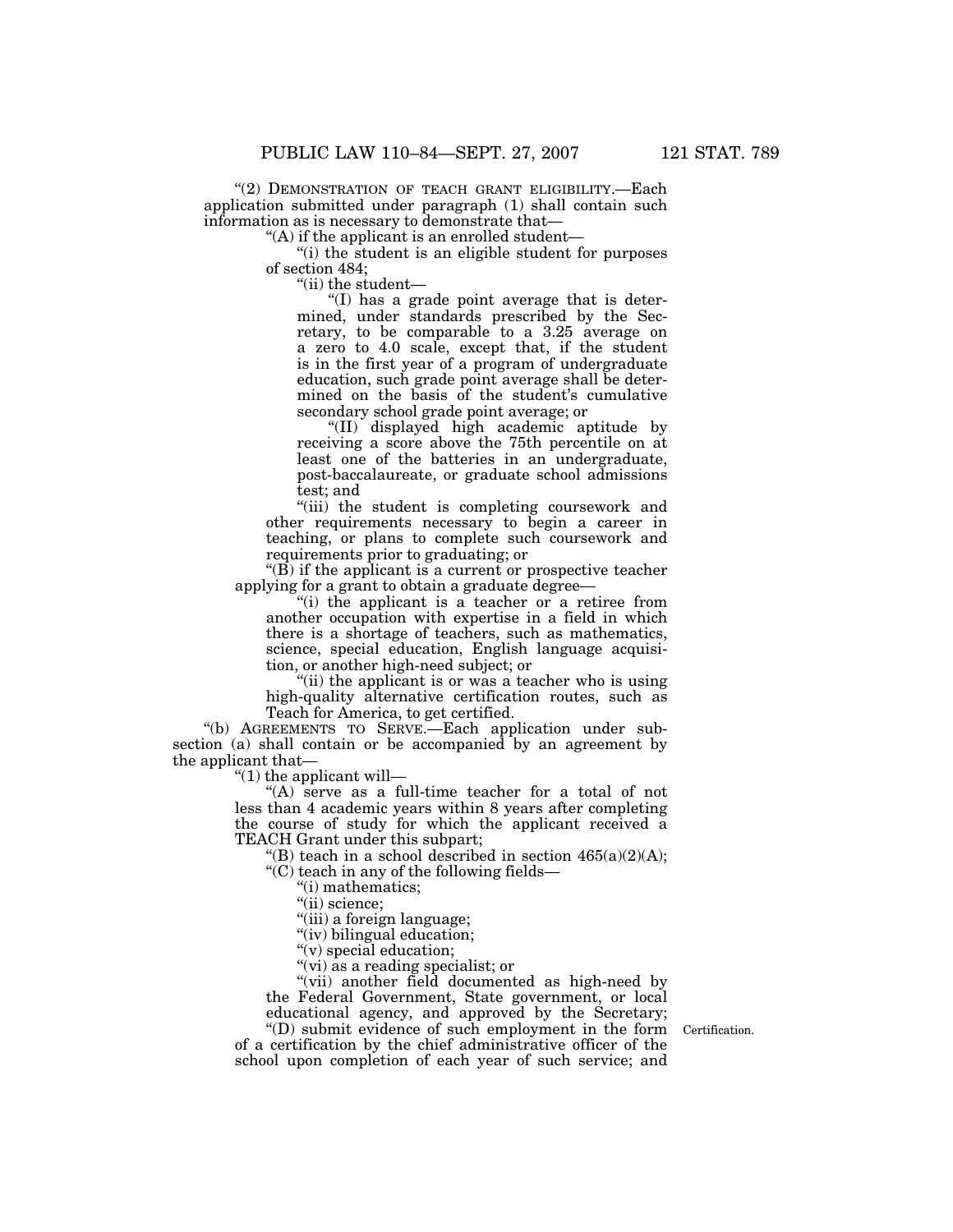“(2) DEMONSTRATION OF TEACH GRANT ELIGIBILITY.—Each application submitted under paragraph (1) shall contain such information as is necessary to demonstrate that—

“(A) if the applicant is an enrolled student—

“(i) the student is an eligible student for purposes of section 484;

“(ii) the student—

“(I) has a grade point average that is determined, under standards prescribed by the Secretary, to be comparable to a 3.25 average on a zero to 4.0 scale, except that, if the student is in the first year of a program of undergraduate education, such grade point average shall be determined on the basis of the student’s cumulative secondary school grade point average; or

“(II) displayed high academic aptitude by receiving a score above the 75th percentile on at least one of the batteries in an undergraduate, post-baccalaureate, or graduate school admissions test; and

“(iii) the student is completing coursework and other requirements necessary to begin a career in teaching, or plans to complete such coursework and requirements prior to graduating; or

“(B) if the applicant is a current or prospective teacher applying for a grant to obtain a graduate degree—

“(i) the applicant is a teacher or a retiree from another occupation with expertise in a field in which there is a shortage of teachers, such as mathematics, science, special education, English language acquisition, or another high-need subject; or

“(ii) the applicant is or was a teacher who is using high-quality alternative certification routes, such as Teach for America, to get certified.

“(b) AGREEMENTS TO SERVE.—Each application under subsection (a) shall contain or be accompanied by an agreement by the applicant that—

“(1) the applicant will—

“(A) serve as a full-time teacher for a total of not less than 4 academic years within 8 years after completing the course of study for which the applicant received a TEACH Grant under this subpart;

“(B) teach in a school described in section 465(a)(2)(A);

“(C) teach in any of the following fields—

“(i) mathematics;

“(ii) science;

“(iii) a foreign language;

“(iv) bilingual education;

“(v) special education;

“(vi) as a reading specialist; or

“(vii) another field documented as high-need by the Federal Government, State government, or local educational agency, and approved by the Secretary;

“(D) submit evidence of such employment in the form of a certification by the chief administrative officer of the school upon completion of each year of such service; and

Certification.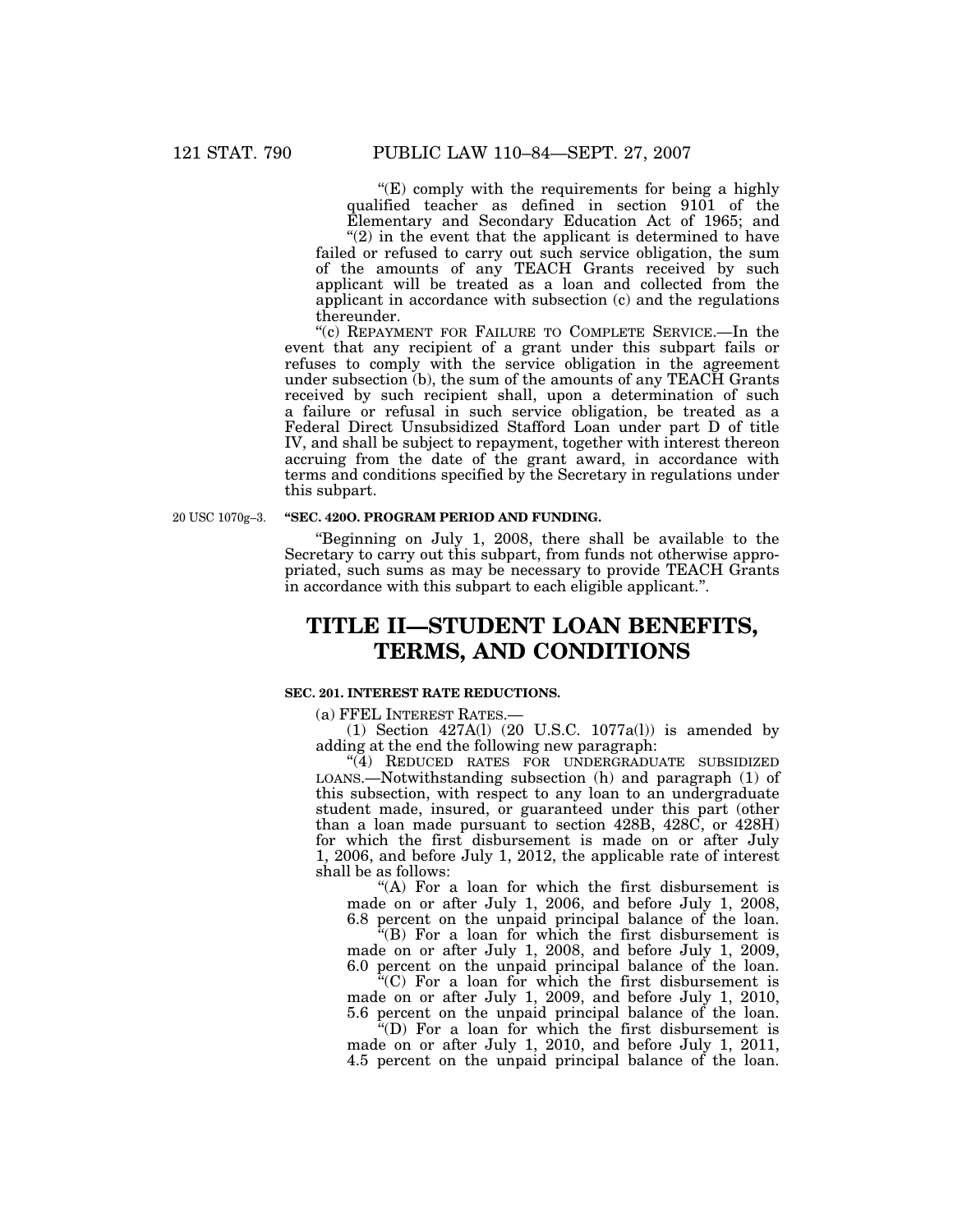"(E) comply with the requirements for being a highly qualified teacher as defined in section 9101 of the Elementary and Secondary Education Act of 1965; and

"(2) in the event that the applicant is determined to have failed or refused to carry out such service obligation, the sum of the amounts of any TEACH Grants received by such applicant will be treated as a loan and collected from the applicant in accordance with subsection (c) and the regulations thereunder.

"(c) REPAYMENT FOR FAILURE TO COMPLETE SERVICE.—In the event that any recipient of a grant under this subpart fails or refuses to comply with the service obligation in the agreement under subsection (b), the sum of the amounts of any TEACH Grants received by such recipient shall, upon a determination of such a failure or refusal in such service obligation, be treated as a Federal Direct Unsubsidized Stafford Loan under part D of title IV, and shall be subject to repayment, together with interest thereon accruing from the date of the grant award, in accordance with terms and conditions specified by the Secretary in regulations under this subpart.

20 USC 1070g–3.

**"SEC. 420O. PROGRAM PERIOD AND FUNDING.**

"Beginning on July 1, 2008, there shall be available to the Secretary to carry out this subpart, from funds not otherwise appropriated, such sums as may be necessary to provide TEACH Grants in accordance with this subpart to each eligible applicant.".

# TITLE II—STUDENT LOAN BENEFITS, TERMS, AND CONDITIONS

### SEC. 201. INTEREST RATE REDUCTIONS.

(a) FFEL INTEREST RATES.—

(1) Section 427A(l) (20 U.S.C. 1077a(l)) is amended by adding at the end the following new paragraph:

"(4) REDUCED RATES FOR UNDERGRADUATE SUBSIDIZED LOANS.—Notwithstanding subsection (h) and paragraph (1) of this subsection, with respect to any loan to an undergraduate student made, insured, or guaranteed under this part (other than a loan made pursuant to section 428B, 428C, or 428H) for which the first disbursement is made on or after July 1, 2006, and before July 1, 2012, the applicable rate of interest shall be as follows:

"(A) For a loan for which the first disbursement is made on or after July 1, 2006, and before July 1, 2008, 6.8 percent on the unpaid principal balance of the loan.

"(B) For a loan for which the first disbursement is made on or after July 1, 2008, and before July 1, 2009, 6.0 percent on the unpaid principal balance of the loan.

"(C) For a loan for which the first disbursement is made on or after July 1, 2009, and before July 1, 2010, 5.6 percent on the unpaid principal balance of the loan.

"(D) For a loan for which the first disbursement is made on or after July 1, 2010, and before July 1, 2011, 4.5 percent on the unpaid principal balance of the loan.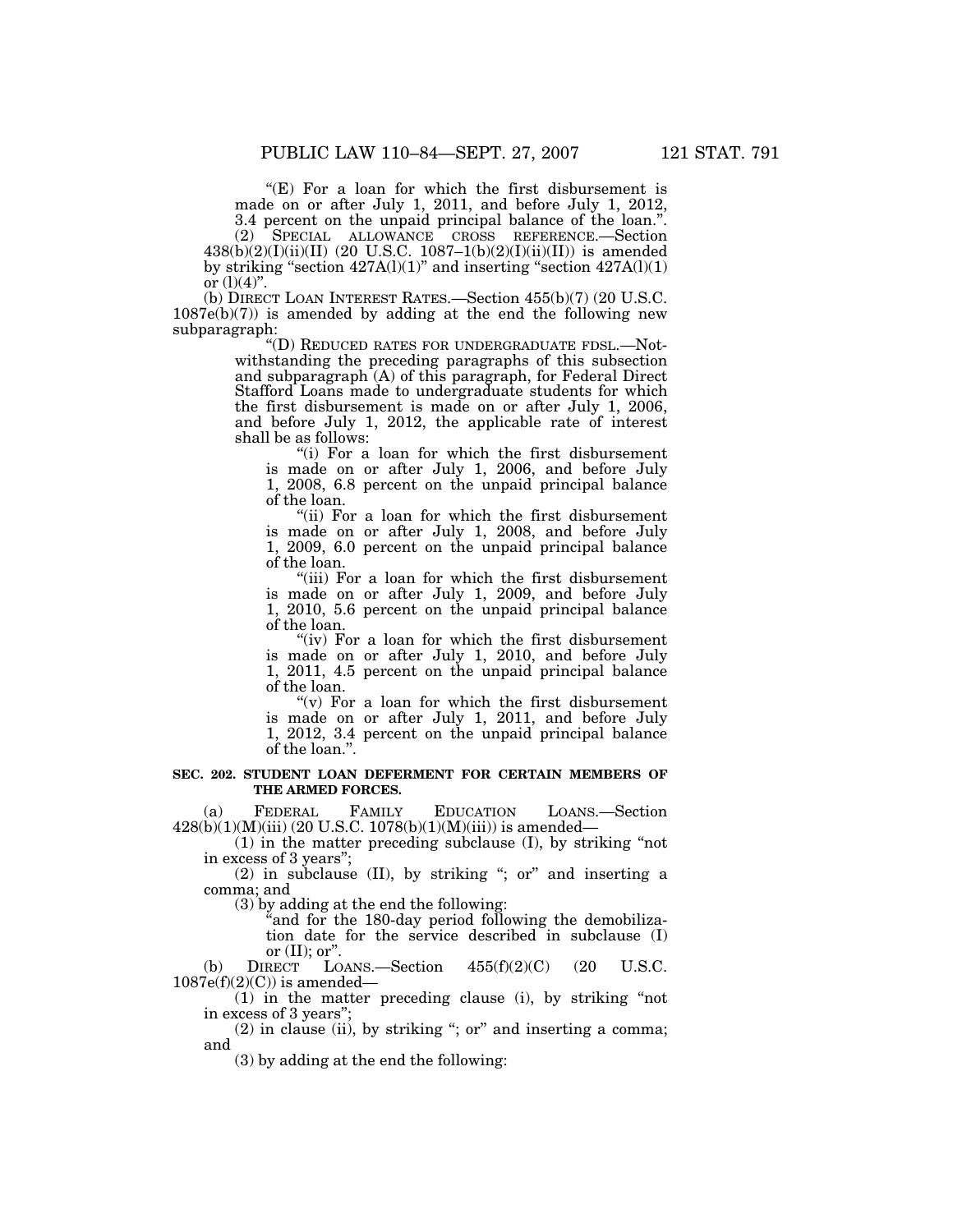"(E) For a loan for which the first disbursement is made on or after July 1, 2011, and before July 1, 2012, 3.4 percent on the unpaid principal balance of the loan.".

(2) SPECIAL ALLOWANCE CROSS REFERENCE.—Section 438(b)(2)(I)(ii)(II) (20 U.S.C. 1087–1(b)(2)(I)(ii)(II)) is amended by striking "section 427A(l)(1)" and inserting "section 427A(l)(1) or (l)(4)".

(b) DIRECT LOAN INTEREST RATES.—Section 455(b)(7) (20 U.S.C. 1087e(b)(7)) is amended by adding at the end the following new subparagraph:

"(D) REDUCED RATES FOR UNDERGRADUATE FDSL.—Notwithstanding the preceding paragraphs of this subsection and subparagraph (A) of this paragraph, for Federal Direct Stafford Loans made to undergraduate students for which the first disbursement is made on or after July 1, 2006, and before July 1, 2012, the applicable rate of interest shall be as follows:

"(i) For a loan for which the first disbursement is made on or after July 1, 2006, and before July 1, 2008, 6.8 percent on the unpaid principal balance of the loan.

"(ii) For a loan for which the first disbursement is made on or after July 1, 2008, and before July 1, 2009, 6.0 percent on the unpaid principal balance of the loan.

"(iii) For a loan for which the first disbursement is made on or after July 1, 2009, and before July 1, 2010, 5.6 percent on the unpaid principal balance of the loan.

"(iv) For a loan for which the first disbursement is made on or after July 1, 2010, and before July 1, 2011, 4.5 percent on the unpaid principal balance of the loan.

"(v) For a loan for which the first disbursement is made on or after July 1, 2011, and before July 1, 2012, 3.4 percent on the unpaid principal balance of the loan.".

**SEC. 202. STUDENT LOAN DEFERMENT FOR CERTAIN MEMBERS OF THE ARMED FORCES.**

(a) FEDERAL FAMILY EDUCATION LOANS.—Section 428(b)(1)(M)(iii) (20 U.S.C. 1078(b)(1)(M)(iii)) is amended—

(1) in the matter preceding subclause (I), by striking "not in excess of 3 years";

(2) in subclause (II), by striking "; or" and inserting a comma; and

(3) by adding at the end the following:

"and for the 180-day period following the demobilization date for the service described in subclause (I) or (II); or".

(b) DIRECT LOANS.—Section 455(f)(2)(C) (20 U.S.C. 1087e(f)(2)(C)) is amended—

(1) in the matter preceding clause (i), by striking "not in excess of 3 years";

(2) in clause (ii), by striking "; or" and inserting a comma; and

(3) by adding at the end the following: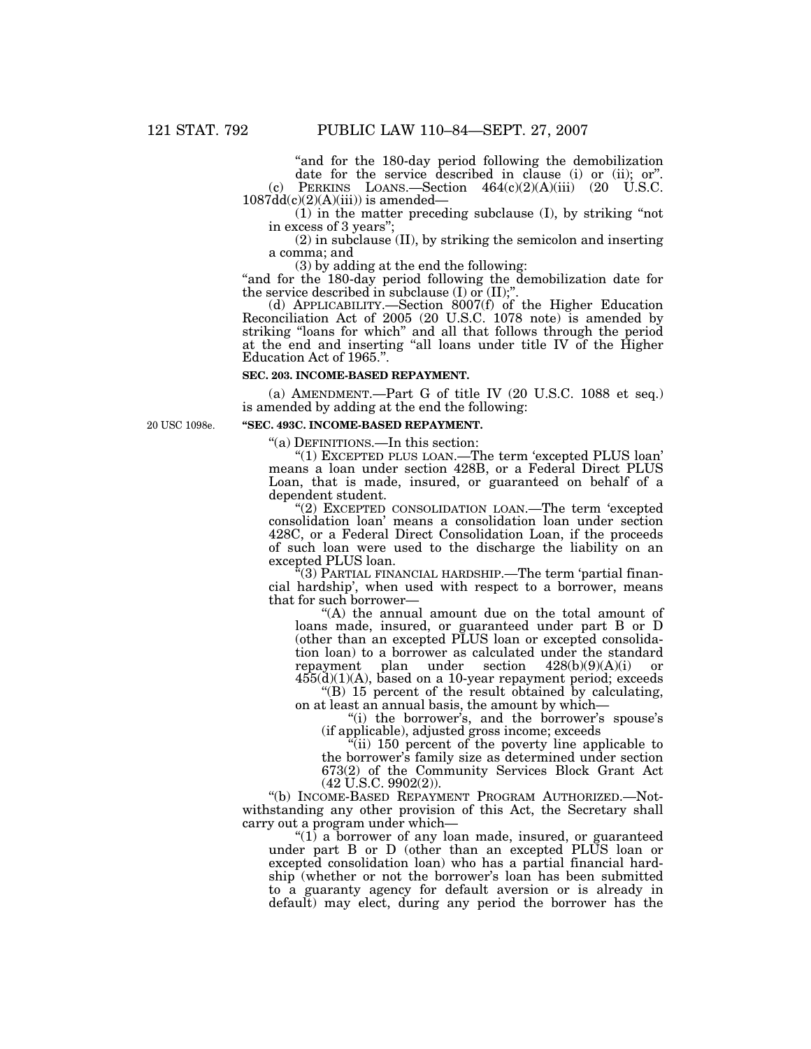"and for the 180-day period following the demobilization date for the service described in clause (i) or (ii); or".

(c) PERKINS LOANS.—Section 464(c)(2)(A)(iii) (20 U.S.C. 1087dd(c)(2)(A)(iii)) is amended—

(1) in the matter preceding subclause (I), by striking "not in excess of 3 years";

(2) in subclause (II), by striking the semicolon and inserting a comma; and

(3) by adding at the end the following:

"and for the 180-day period following the demobilization date for the service described in subclause (I) or (II);".

(d) APPLICABILITY.—Section 8007(f) of the Higher Education Reconciliation Act of 2005 (20 U.S.C. 1078 note) is amended by striking "loans for which" and all that follows through the period at the end and inserting "all loans under title IV of the Higher Education Act of 1965.".

**SEC. 203. INCOME-BASED REPAYMENT.**

(a) AMENDMENT.—Part G of title IV (20 U.S.C. 1088 et seq.) is amended by adding at the end the following:

20 USC 1098e.

**"SEC. 493C. INCOME-BASED REPAYMENT.**

"(a) DEFINITIONS.—In this section:

"(1) EXCEPTED PLUS LOAN.—The term 'excepted PLUS loan' means a loan under section 428B, or a Federal Direct PLUS Loan, that is made, insured, or guaranteed on behalf of a dependent student.

"(2) EXCEPTED CONSOLIDATION LOAN.—The term 'excepted consolidation loan' means a consolidation loan under section 428C, or a Federal Direct Consolidation Loan, if the proceeds of such loan were used to the discharge the liability on an excepted PLUS loan.

"(3) PARTIAL FINANCIAL HARDSHIP.—The term 'partial financial hardship', when used with respect to a borrower, means that for such borrower—

"(A) the annual amount due on the total amount of loans made, insured, or guaranteed under part B or D (other than an excepted PLUS loan or excepted consolidation loan) to a borrower as calculated under the standard repayment plan under section 428(b)(9)(A)(i) or 455(d)(1)(A), based on a 10-year repayment period; exceeds

"(B) 15 percent of the result obtained by calculating, on at least an annual basis, the amount by which—

"(i) the borrower's, and the borrower's spouse's (if applicable), adjusted gross income; exceeds

"(ii) 150 percent of the poverty line applicable to the borrower's family size as determined under section 673(2) of the Community Services Block Grant Act (42 U.S.C. 9902(2)).

"(b) INCOME-BASED REPAYMENT PROGRAM AUTHORIZED.—Notwithstanding any other provision of this Act, the Secretary shall carry out a program under which—

"(1) a borrower of any loan made, insured, or guaranteed under part B or D (other than an excepted PLUS loan or excepted consolidation loan) who has a partial financial hardship (whether or not the borrower's loan has been submitted to a guaranty agency for default aversion or is already in default) may elect, during any period the borrower has the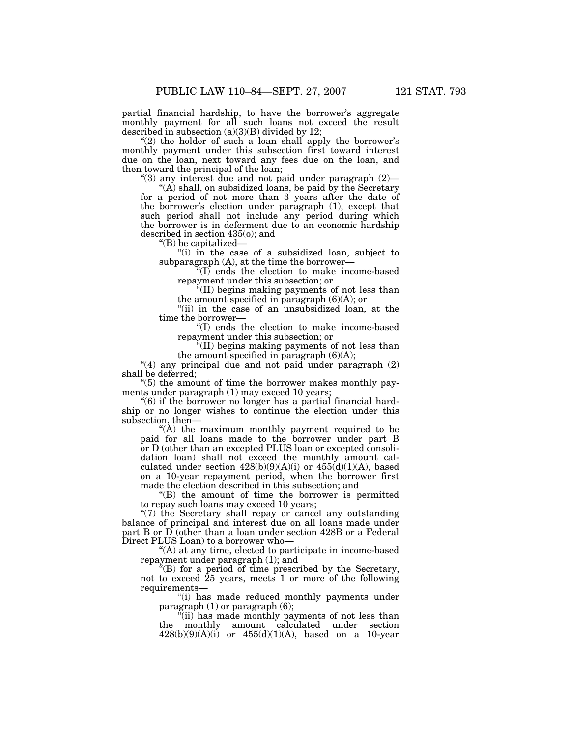partial financial hardship, to have the borrower's aggregate monthly payment for all such loans not exceed the result described in subsection (a)(3)(B) divided by 12;

"(2) the holder of such a loan shall apply the borrower's monthly payment under this subsection first toward interest due on the loan, next toward any fees due on the loan, and then toward the principal of the loan;

"(3) any interest due and not paid under paragraph (2)—

"(A) shall, on subsidized loans, be paid by the Secretary for a period of not more than 3 years after the date of the borrower's election under paragraph (1), except that such period shall not include any period during which the borrower is in deferment due to an economic hardship described in section 435(o); and

"(B) be capitalized—

"(i) in the case of a subsidized loan, subject to subparagraph (A), at the time the borrower—

"(I) ends the election to make income-based repayment under this subsection; or

"(II) begins making payments of not less than the amount specified in paragraph (6)(A); or

"(ii) in the case of an unsubsidized loan, at the time the borrower—

"(I) ends the election to make income-based repayment under this subsection; or

"(II) begins making payments of not less than the amount specified in paragraph (6)(A);

"(4) any principal due and not paid under paragraph (2) shall be deferred;

"(5) the amount of time the borrower makes monthly payments under paragraph (1) may exceed 10 years;

"(6) if the borrower no longer has a partial financial hardship or no longer wishes to continue the election under this subsection, then—

"(A) the maximum monthly payment required to be paid for all loans made to the borrower under part B or D (other than an excepted PLUS loan or excepted consolidation loan) shall not exceed the monthly amount calculated under section 428(b)(9)(A)(i) or 455(d)(1)(A), based on a 10-year repayment period, when the borrower first made the election described in this subsection; and

"(B) the amount of time the borrower is permitted to repay such loans may exceed 10 years;

"(7) the Secretary shall repay or cancel any outstanding balance of principal and interest due on all loans made under part B or D (other than a loan under section 428B or a Federal Direct PLUS Loan) to a borrower who—

"(A) at any time, elected to participate in income-based repayment under paragraph (1); and

"(B) for a period of time prescribed by the Secretary, not to exceed 25 years, meets 1 or more of the following requirements—

"(i) has made reduced monthly payments under paragraph (1) or paragraph (6);

"(ii) has made monthly payments of not less than the monthly amount calculated under section 428(b)(9)(A)(i) or 455(d)(1)(A), based on a 10-year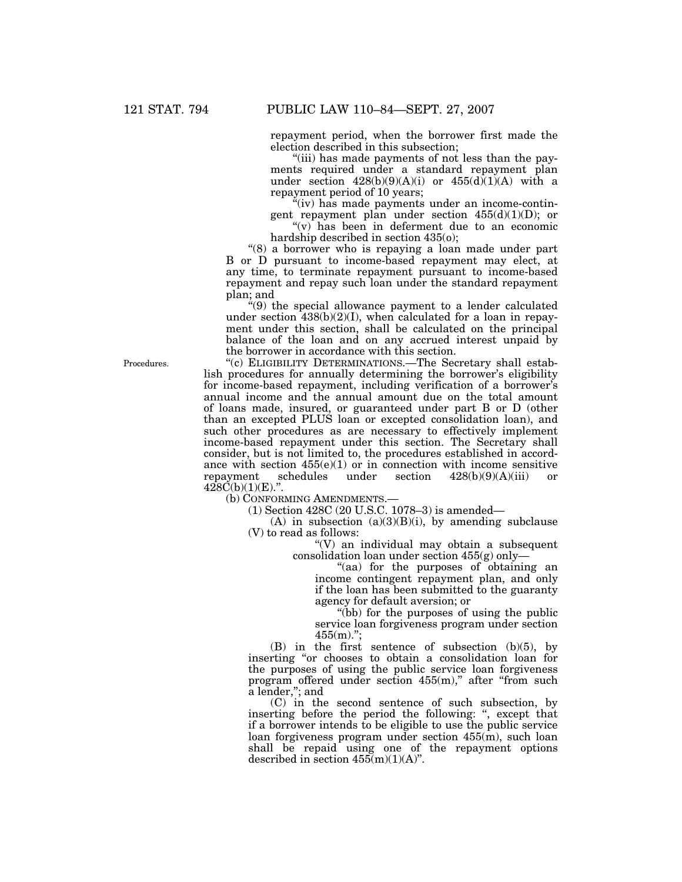repayment period, when the borrower first made the election described in this subsection;

"(iii) has made payments of not less than the payments required under a standard repayment plan under section 428(b)(9)(A)(i) or 455(d)(1)(A) with a repayment period of 10 years;

"(iv) has made payments under an income-contingent repayment plan under section 455(d)(1)(D); or

"(v) has been in deferment due to an economic hardship described in section 435(o);

"(8) a borrower who is repaying a loan made under part B or D pursuant to income-based repayment may elect, at any time, to terminate repayment pursuant to income-based repayment and repay such loan under the standard repayment plan; and

"(9) the special allowance payment to a lender calculated under section 438(b)(2)(I), when calculated for a loan in repayment under this section, shall be calculated on the principal balance of the loan and on any accrued interest unpaid by the borrower in accordance with this section.

Procedures.

"(c) ELIGIBILITY DETERMINATIONS.—The Secretary shall establish procedures for annually determining the borrower's eligibility for income-based repayment, including verification of a borrower's annual income and the annual amount due on the total amount of loans made, insured, or guaranteed under part B or D (other than an excepted PLUS loan or excepted consolidation loan), and such other procedures as are necessary to effectively implement income-based repayment under this section. The Secretary shall consider, but is not limited to, the procedures established in accordance with section 455(e)(1) or in connection with income sensitive repayment schedules under section 428(b)(9)(A)(iii) or 428C(b)(1)(E).".

(b) CONFORMING AMENDMENTS.—

(1) Section 428C (20 U.S.C. 1078–3) is amended—

(A) in subsection (a)(3)(B)(i), by amending subclause (V) to read as follows:

"(V) an individual may obtain a subsequent consolidation loan under section 455(g) only—

"(aa) for the purposes of obtaining an income contingent repayment plan, and only if the loan has been submitted to the guaranty agency for default aversion; or

"(bb) for the purposes of using the public service loan forgiveness program under section 455(m).";

(B) in the first sentence of subsection (b)(5), by inserting "or chooses to obtain a consolidation loan for the purposes of using the public service loan forgiveness program offered under section 455(m)," after "from such a lender,"; and

(C) in the second sentence of such subsection, by inserting before the period the following: ", except that if a borrower intends to be eligible to use the public service loan forgiveness program under section 455(m), such loan shall be repaid using one of the repayment options described in section 455(m)(1)(A)".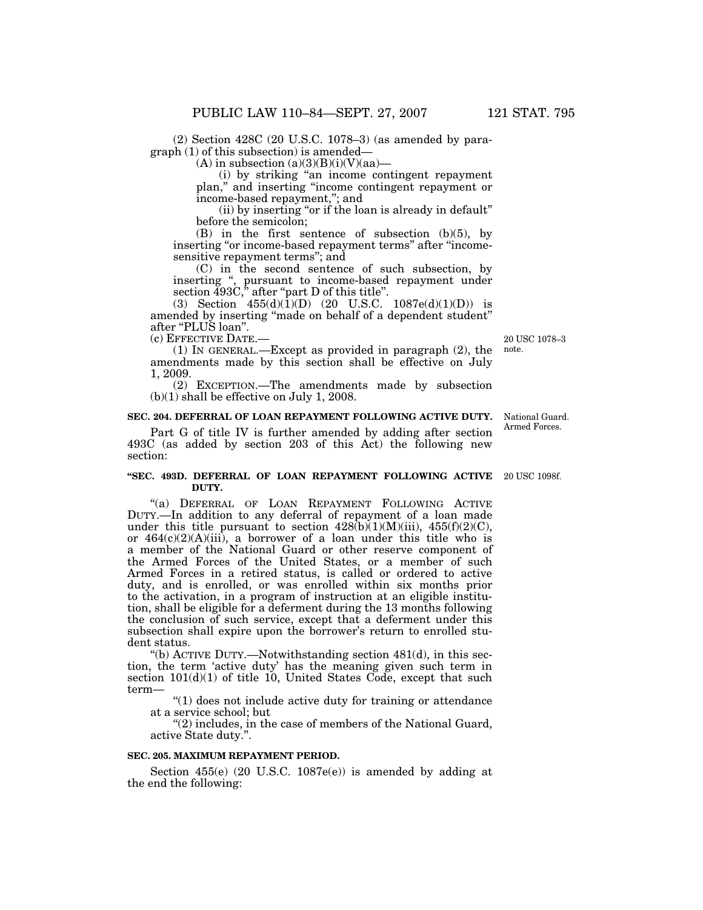(2) Section 428C (20 U.S.C. 1078–3) (as amended by paragraph (1) of this subsection) is amended—

(A) in subsection (a)(3)(B)(i)(V)(aa)—

(i) by striking "an income contingent repayment plan," and inserting "income contingent repayment or income-based repayment,"; and

(ii) by inserting "or if the loan is already in default" before the semicolon;

(B) in the first sentence of subsection (b)(5), by inserting "or income-based repayment terms" after "income-sensitive repayment terms"; and

(C) in the second sentence of such subsection, by inserting ", pursuant to income-based repayment under section 493C," after "part D of this title".

(3) Section 455(d)(1)(D) (20 U.S.C. 1087e(d)(1)(D)) is amended by inserting "made on behalf of a dependent student" after "PLUS loan".

(c) EFFECTIVE DATE.—

20 USC 1078–3 note.

(1) IN GENERAL.—Except as provided in paragraph (2), the amendments made by this section shall be effective on July 1, 2009.

(2) EXCEPTION.—The amendments made by subsection (b)(1) shall be effective on July 1, 2008.

**SEC. 204. DEFERRAL OF LOAN REPAYMENT FOLLOWING ACTIVE DUTY.**

National Guard. Armed Forces.

Part G of title IV is further amended by adding after section 493C (as added by section 203 of this Act) the following new section:

**"SEC. 493D. DEFERRAL OF LOAN REPAYMENT FOLLOWING ACTIVE DUTY.**

20 USC 1098f.

"(a) DEFERRAL OF LOAN REPAYMENT FOLLOWING ACTIVE DUTY.—In addition to any deferral of repayment of a loan made under this title pursuant to section 428(b)(1)(M)(iii), 455(f)(2)(C), or 464(c)(2)(A)(iii), a borrower of a loan under this title who is a member of the National Guard or other reserve component of the Armed Forces of the United States, or a member of such Armed Forces in a retired status, is called or ordered to active duty, and is enrolled, or was enrolled within six months prior to the activation, in a program of instruction at an eligible institution, shall be eligible for a deferment during the 13 months following the conclusion of such service, except that a deferment under this subsection shall expire upon the borrower's return to enrolled student status.

"(b) ACTIVE DUTY.—Notwithstanding section 481(d), in this section, the term 'active duty' has the meaning given such term in section 101(d)(1) of title 10, United States Code, except that such term—

"(1) does not include active duty for training or attendance at a service school; but

"(2) includes, in the case of members of the National Guard, active State duty.".

**SEC. 205. MAXIMUM REPAYMENT PERIOD.**

Section 455(e) (20 U.S.C. 1087e(e)) is amended by adding at the end the following: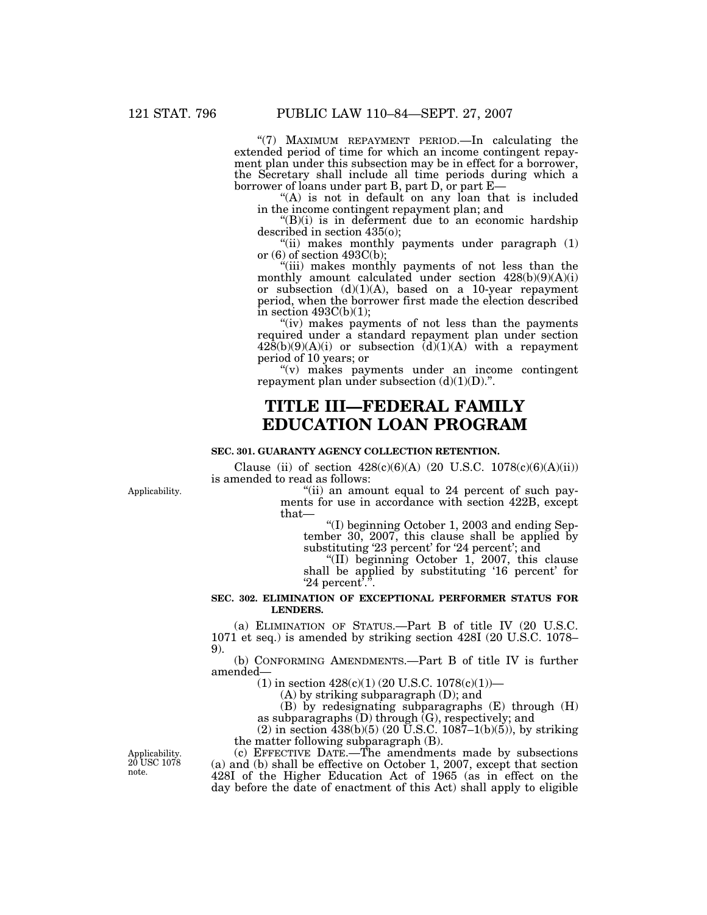"(7) MAXIMUM REPAYMENT PERIOD.—In calculating the extended period of time for which an income contingent repayment plan under this subsection may be in effect for a borrower, the Secretary shall include all time periods during which a borrower of loans under part B, part D, or part E—

"(A) is not in default on any loan that is included in the income contingent repayment plan; and

"(B)(i) is in deferment due to an economic hardship described in section 435(o);

"(ii) makes monthly payments under paragraph (1) or (6) of section 493C(b);

"(iii) makes monthly payments of not less than the monthly amount calculated under section 428(b)(9)(A)(i) or subsection (d)(1)(A), based on a 10-year repayment period, when the borrower first made the election described in section 493C(b)(1);

"(iv) makes payments of not less than the payments required under a standard repayment plan under section 428(b)(9)(A)(i) or subsection (d)(1)(A) with a repayment period of 10 years; or

"(v) makes payments under an income contingent repayment plan under subsection (d)(1)(D).".

# TITLE III—FEDERAL FAMILY EDUCATION LOAN PROGRAM

### SEC. 301. GUARANTY AGENCY COLLECTION RETENTION.

Clause (ii) of section 428(c)(6)(A) (20 U.S.C. 1078(c)(6)(A)(ii)) is amended to read as follows:

Applicability.

"(ii) an amount equal to 24 percent of such payments for use in accordance with section 422B, except that—

"(I) beginning October 1, 2003 and ending September 30, 2007, this clause shall be applied by substituting '23 percent' for '24 percent'; and

"(II) beginning October 1, 2007, this clause shall be applied by substituting '16 percent' for '24 percent'.".

### SEC. 302. ELIMINATION OF EXCEPTIONAL PERFORMER STATUS FOR LENDERS.

(a) ELIMINATION OF STATUS.—Part B of title IV (20 U.S.C. 1071 et seq.) is amended by striking section 428I (20 U.S.C. 1078–9).

(b) CONFORMING AMENDMENTS.—Part B of title IV is further amended—

(1) in section 428(c)(1) (20 U.S.C. 1078(c)(1))—

(A) by striking subparagraph (D); and

(B) by redesignating subparagraphs (E) through (H) as subparagraphs (D) through (G), respectively; and

(2) in section 438(b)(5) (20 U.S.C. 1087–1(b)(5)), by striking the matter following subparagraph (B).

Applicability. 20 USC 1078 note.

(c) EFFECTIVE DATE.—The amendments made by subsections (a) and (b) shall be effective on October 1, 2007, except that section 428I of the Higher Education Act of 1965 (as in effect on the day before the date of enactment of this Act) shall apply to eligible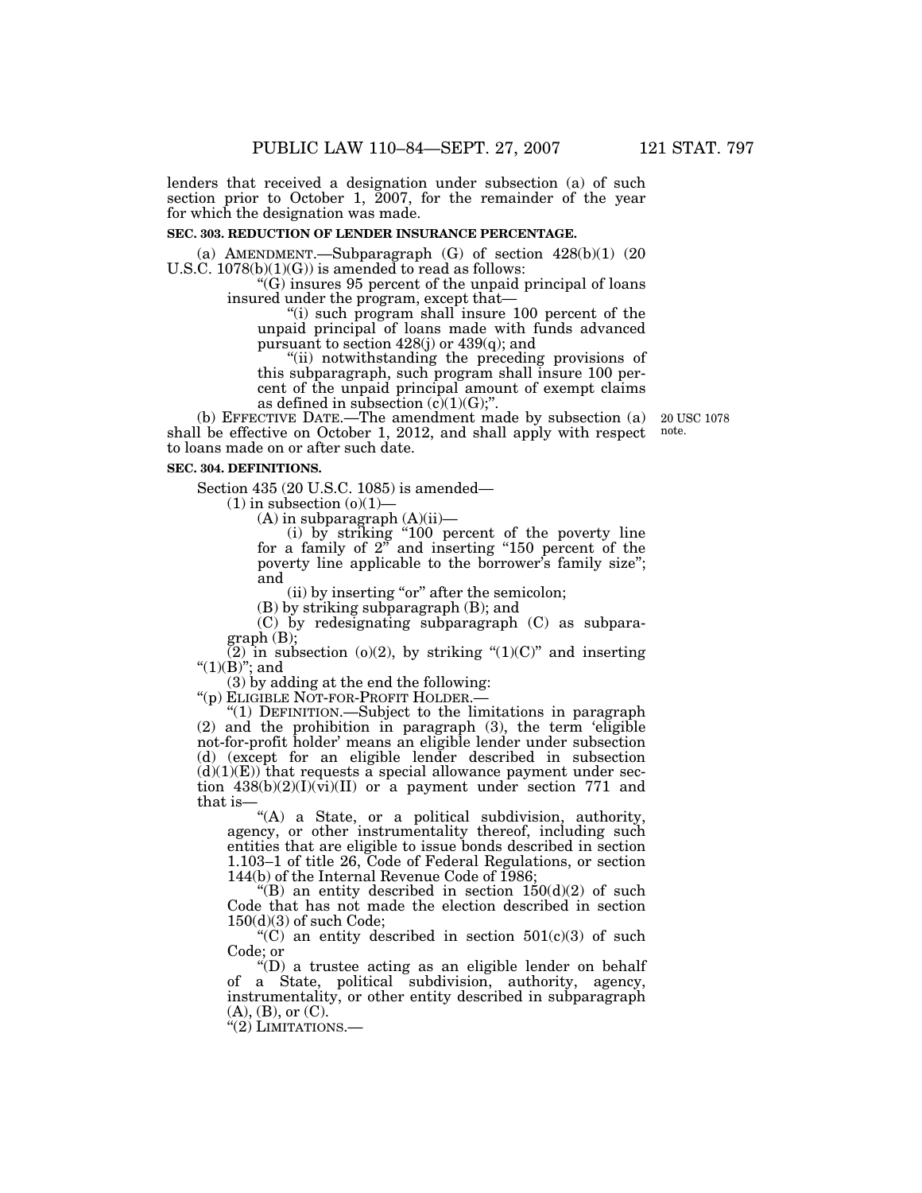lenders that received a designation under subsection (a) of such section prior to October 1, 2007, for the remainder of the year for which the designation was made.

**SEC. 303. REDUCTION OF LENDER INSURANCE PERCENTAGE.**

(a) AMENDMENT.—Subparagraph (G) of section 428(b)(1) (20 U.S.C. 1078(b)(1)(G)) is amended to read as follows:

"(G) insures 95 percent of the unpaid principal of loans insured under the program, except that—

"(i) such program shall insure 100 percent of the unpaid principal of loans made with funds advanced pursuant to section 428(j) or 439(q); and

"(ii) notwithstanding the preceding provisions of this subparagraph, such program shall insure 100 percent of the unpaid principal amount of exempt claims as defined in subsection (c)(1)(G);".

(b) EFFECTIVE DATE.—The amendment made by subsection (a) shall be effective on October 1, 2012, and shall apply with respect to loans made on or after such date.

20 USC 1078 note.

**SEC. 304. DEFINITIONS.**

Section 435 (20 U.S.C. 1085) is amended—

(1) in subsection (o)(1)—

(A) in subparagraph (A)(ii)—

(i) by striking "100 percent of the poverty line for a family of 2" and inserting "150 percent of the poverty line applicable to the borrower's family size"; and

(ii) by inserting "or" after the semicolon;

(B) by striking subparagraph (B); and

(C) by redesignating subparagraph (C) as subparagraph (B);

(2) in subsection (o)(2), by striking "(1)(C)" and inserting "(1)(B)"; and

(3) by adding at the end the following:

"(p) ELIGIBLE NOT-FOR-PROFIT HOLDER.—

"(1) DEFINITION.—Subject to the limitations in paragraph (2) and the prohibition in paragraph (3), the term 'eligible not-for-profit holder' means an eligible lender under subsection (d) (except for an eligible lender described in subsection (d)(1)(E)) that requests a special allowance payment under section 438(b)(2)(I)(vi)(II) or a payment under section 771 and that is—

"(A) a State, or a political subdivision, authority, agency, or other instrumentality thereof, including such entities that are eligible to issue bonds described in section 1.103–1 of title 26, Code of Federal Regulations, or section 144(b) of the Internal Revenue Code of 1986;

"(B) an entity described in section 150(d)(2) of such Code that has not made the election described in section 150(d)(3) of such Code;

"(C) an entity described in section 501(c)(3) of such Code; or

"(D) a trustee acting as an eligible lender on behalf of a State, political subdivision, authority, agency, instrumentality, or other entity described in subparagraph (A), (B), or (C).

"(2) LIMITATIONS.—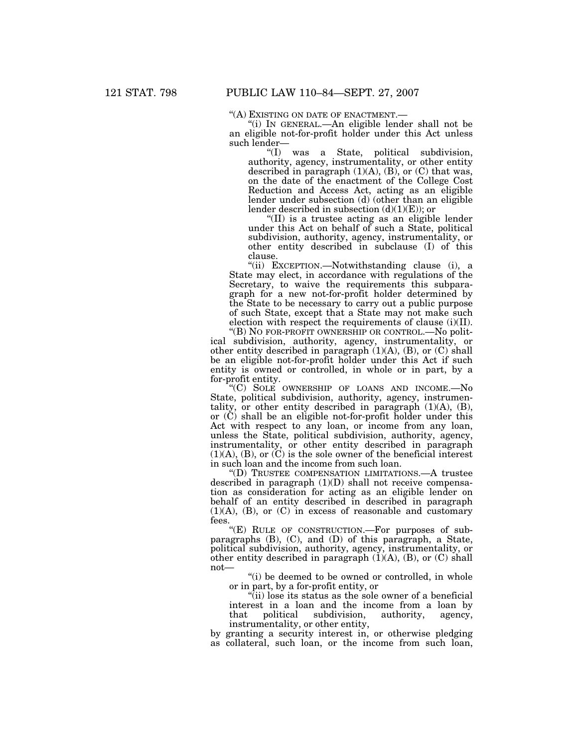"(A) EXISTING ON DATE OF ENACTMENT.—

"(i) IN GENERAL.—An eligible lender shall not be an eligible not-for-profit holder under this Act unless such lender—

"(I) was a State, political subdivision, authority, agency, instrumentality, or other entity described in paragraph (1)(A), (B), or (C) that was, on the date of the enactment of the College Cost Reduction and Access Act, acting as an eligible lender under subsection (d) (other than an eligible lender described in subsection (d)(1)(E)); or

"(II) is a trustee acting as an eligible lender under this Act on behalf of such a State, political subdivision, authority, agency, instrumentality, or other entity described in subclause (I) of this clause.

"(ii) EXCEPTION.—Notwithstanding clause (i), a State may elect, in accordance with regulations of the Secretary, to waive the requirements this subparagraph for a new not-for-profit holder determined by the State to be necessary to carry out a public purpose of such State, except that a State may not make such election with respect the requirements of clause (i)(II).

"(B) NO FOR-PROFIT OWNERSHIP OR CONTROL.—No political subdivision, authority, agency, instrumentality, or other entity described in paragraph (1)(A), (B), or (C) shall be an eligible not-for-profit holder under this Act if such entity is owned or controlled, in whole or in part, by a for-profit entity.

"(C) SOLE OWNERSHIP OF LOANS AND INCOME.—No State, political subdivision, authority, agency, instrumentality, or other entity described in paragraph (1)(A), (B), or (C) shall be an eligible not-for-profit holder under this Act with respect to any loan, or income from any loan, unless the State, political subdivision, authority, agency, instrumentality, or other entity described in paragraph (1)(A), (B), or (C) is the sole owner of the beneficial interest in such loan and the income from such loan.

"(D) TRUSTEE COMPENSATION LIMITATIONS.—A trustee described in paragraph (1)(D) shall not receive compensation as consideration for acting as an eligible lender on behalf of an entity described in described in paragraph (1)(A), (B), or (C) in excess of reasonable and customary fees.

"(E) RULE OF CONSTRUCTION.—For purposes of subparagraphs (B), (C), and (D) of this paragraph, a State, political subdivision, authority, agency, instrumentality, or other entity described in paragraph (1)(A), (B), or (C) shall not—

"(i) be deemed to be owned or controlled, in whole or in part, by a for-profit entity, or

"(ii) lose its status as the sole owner of a beneficial interest in a loan and the income from a loan by that political subdivision, authority, agency, instrumentality, or other entity,

by granting a security interest in, or otherwise pledging as collateral, such loan, or the income from such loan,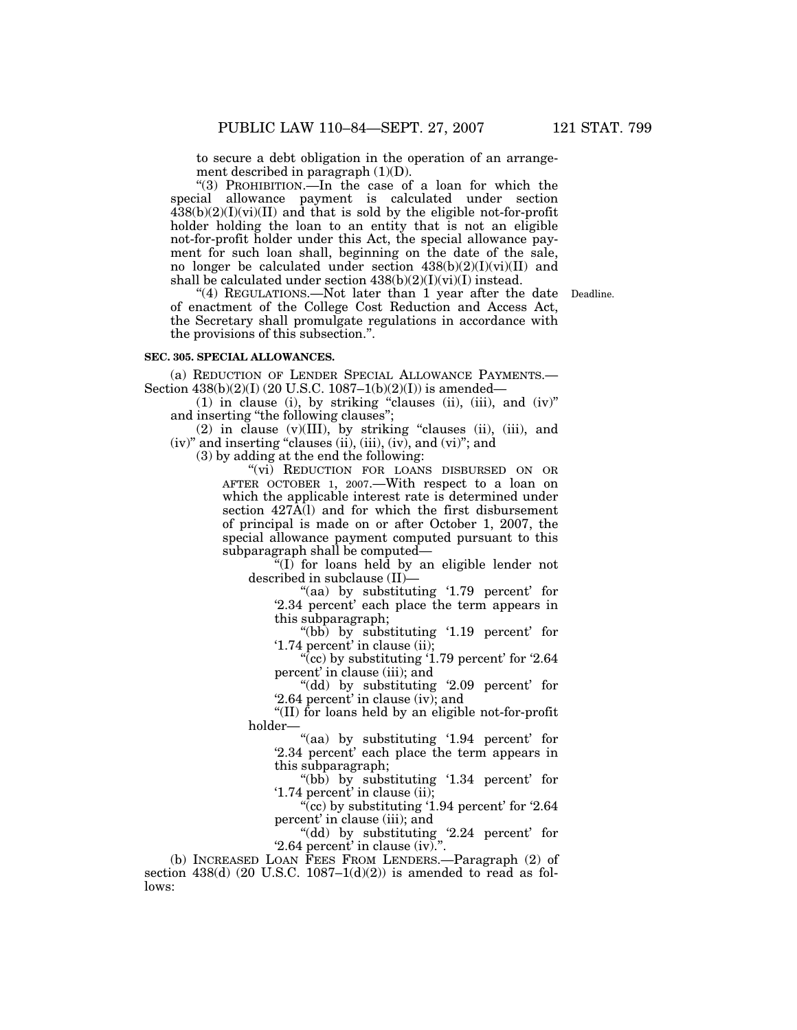to secure a debt obligation in the operation of an arrangement described in paragraph (1)(D).

"(3) PROHIBITION.—In the case of a loan for which the special allowance payment is calculated under section 438(b)(2)(I)(vi)(II) and that is sold by the eligible not-for-profit holder holding the loan to an entity that is not an eligible not-for-profit holder under this Act, the special allowance payment for such loan shall, beginning on the date of the sale, no longer be calculated under section 438(b)(2)(I)(vi)(II) and shall be calculated under section 438(b)(2)(I)(vi)(I) instead.

"(4) REGULATIONS.—Not later than 1 year after the date of enactment of the College Cost Reduction and Access Act, the Secretary shall promulgate regulations in accordance with the provisions of this subsection.".

Deadline.

**SEC. 305. SPECIAL ALLOWANCES.**

(a) REDUCTION OF LENDER SPECIAL ALLOWANCE PAYMENTS.—Section 438(b)(2)(I) (20 U.S.C. 1087–1(b)(2)(I)) is amended—

(1) in clause (i), by striking "clauses (ii), (iii), and (iv)" and inserting "the following clauses";

(2) in clause (v)(III), by striking "clauses (ii), (iii), and (iv)" and inserting "clauses (ii), (iii), (iv), and (vi)"; and

(3) by adding at the end the following:

"(vi) REDUCTION FOR LOANS DISBURSED ON OR AFTER OCTOBER 1, 2007.—With respect to a loan on which the applicable interest rate is determined under section 427A(l) and for which the first disbursement of principal is made on or after October 1, 2007, the special allowance payment computed pursuant to this subparagraph shall be computed—

"(I) for loans held by an eligible lender not described in subclause (II)—

"(aa) by substituting '1.79 percent' for '2.34 percent' each place the term appears in this subparagraph;

"(bb) by substituting '1.19 percent' for '1.74 percent' in clause (ii);

"(cc) by substituting '1.79 percent' for '2.64 percent' in clause (iii); and

"(dd) by substituting '2.09 percent' for '2.64 percent' in clause (iv); and

"(II) for loans held by an eligible not-for-profit holder—

"(aa) by substituting '1.94 percent' for '2.34 percent' each place the term appears in this subparagraph;

"(bb) by substituting '1.34 percent' for '1.74 percent' in clause (ii);

"(cc) by substituting '1.94 percent' for '2.64 percent' in clause (iii); and

"(dd) by substituting '2.24 percent' for '2.64 percent' in clause (iv).".

(b) INCREASED LOAN FEES FROM LENDERS.—Paragraph (2) of section 438(d) (20 U.S.C. 1087–1(d)(2)) is amended to read as follows: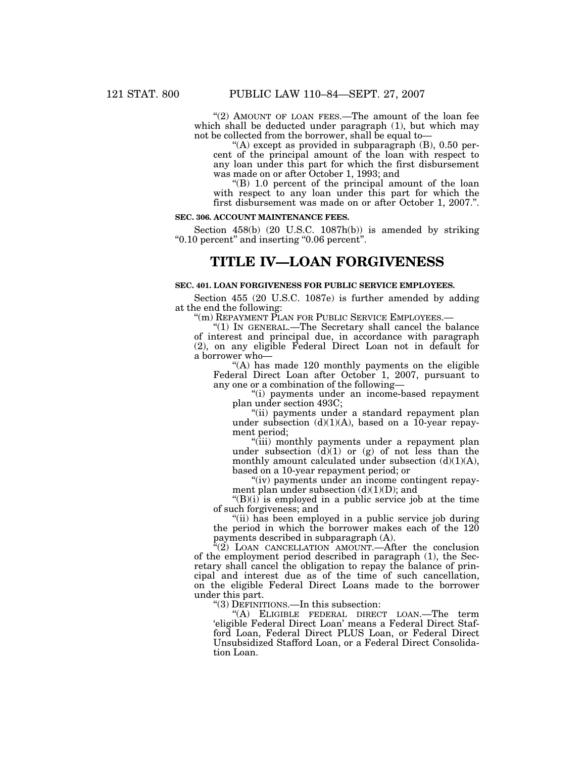"(2) AMOUNT OF LOAN FEES.—The amount of the loan fee which shall be deducted under paragraph (1), but which may not be collected from the borrower, shall be equal to—

"(A) except as provided in subparagraph (B), 0.50 percent of the principal amount of the loan with respect to any loan under this part for which the first disbursement was made on or after October 1, 1993; and

"(B) 1.0 percent of the principal amount of the loan with respect to any loan under this part for which the first disbursement was made on or after October 1, 2007.".

**SEC. 306. ACCOUNT MAINTENANCE FEES.**

Section 458(b) (20 U.S.C. 1087h(b)) is amended by striking "0.10 percent" and inserting "0.06 percent".

# TITLE IV—LOAN FORGIVENESS

**SEC. 401. LOAN FORGIVENESS FOR PUBLIC SERVICE EMPLOYEES.**

Section 455 (20 U.S.C. 1087e) is further amended by adding at the end the following:

"(m) REPAYMENT PLAN FOR PUBLIC SERVICE EMPLOYEES.—

"(1) IN GENERAL.—The Secretary shall cancel the balance of interest and principal due, in accordance with paragraph (2), on any eligible Federal Direct Loan not in default for a borrower who—

"(A) has made 120 monthly payments on the eligible Federal Direct Loan after October 1, 2007, pursuant to any one or a combination of the following—

"(i) payments under an income-based repayment plan under section 493C;

"(ii) payments under a standard repayment plan under subsection (d)(1)(A), based on a 10-year repayment period;

"(iii) monthly payments under a repayment plan under subsection (d)(1) or (g) of not less than the monthly amount calculated under subsection (d)(1)(A), based on a 10-year repayment period; or

"(iv) payments under an income contingent repayment plan under subsection (d)(1)(D); and

"(B)(i) is employed in a public service job at the time of such forgiveness; and

"(ii) has been employed in a public service job during the period in which the borrower makes each of the 120 payments described in subparagraph (A).

"(2) LOAN CANCELLATION AMOUNT.—After the conclusion of the employment period described in paragraph (1), the Secretary shall cancel the obligation to repay the balance of principal and interest due as of the time of such cancellation, on the eligible Federal Direct Loans made to the borrower under this part.

"(3) DEFINITIONS.—In this subsection:

"(A) ELIGIBLE FEDERAL DIRECT LOAN.—The term 'eligible Federal Direct Loan' means a Federal Direct Stafford Loan, Federal Direct PLUS Loan, or Federal Direct Unsubsidized Stafford Loan, or a Federal Direct Consolidation Loan.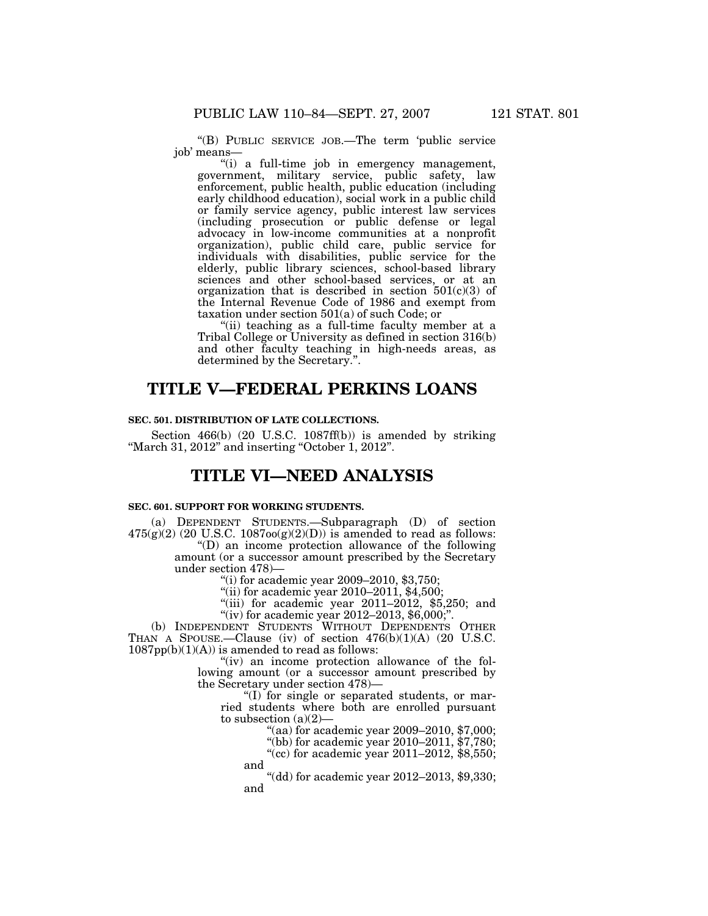"(B) PUBLIC SERVICE JOB.—The term 'public service job' means—

"(i) a full-time job in emergency management, government, military service, public safety, law enforcement, public health, public education (including early childhood education), social work in a public child or family service agency, public interest law services (including prosecution or public defense or legal advocacy in low-income communities at a nonprofit organization), public child care, public service for individuals with disabilities, public service for the elderly, public library sciences, school-based library sciences and other school-based services, or at an organization that is described in section 501(c)(3) of the Internal Revenue Code of 1986 and exempt from taxation under section 501(a) of such Code; or

"(ii) teaching as a full-time faculty member at a Tribal College or University as defined in section 316(b) and other faculty teaching in high-needs areas, as determined by the Secretary.".

# TITLE V—FEDERAL PERKINS LOANS

### SEC. 501. DISTRIBUTION OF LATE COLLECTIONS.

Section 466(b) (20 U.S.C. 1087ff(b)) is amended by striking "March 31, 2012" and inserting "October 1, 2012".

# TITLE VI—NEED ANALYSIS

### SEC. 601. SUPPORT FOR WORKING STUDENTS.

(a) DEPENDENT STUDENTS.—Subparagraph (D) of section 475(g)(2) (20 U.S.C. 1087oo(g)(2)(D)) is amended to read as follows:

"(D) an income protection allowance of the following amount (or a successor amount prescribed by the Secretary under section 478)—

"(i) for academic year 2009–2010, $3,750;

"(ii) for academic year 2010–2011, $4,500;

"(iii) for academic year 2011–2012, $5,250; and

"(iv) for academic year 2012–2013, $6,000;".

(b) INDEPENDENT STUDENTS WITHOUT DEPENDENTS OTHER THAN A SPOUSE.—Clause (iv) of section 476(b)(1)(A) (20 U.S.C. 1087pp(b)(1)(A)) is amended to read as follows:

"(iv) an income protection allowance of the following amount (or a successor amount prescribed by the Secretary under section 478)—

"(I) for single or separated students, or married students where both are enrolled pursuant to subsection (a)(2)—

"(aa) for academic year 2009–2010, $7,000;

"(bb) for academic year 2010–2011, $7,780;

"(cc) for academic year 2011–2012, $8,550; and

"(dd) for academic year 2012–2013, $9,330; and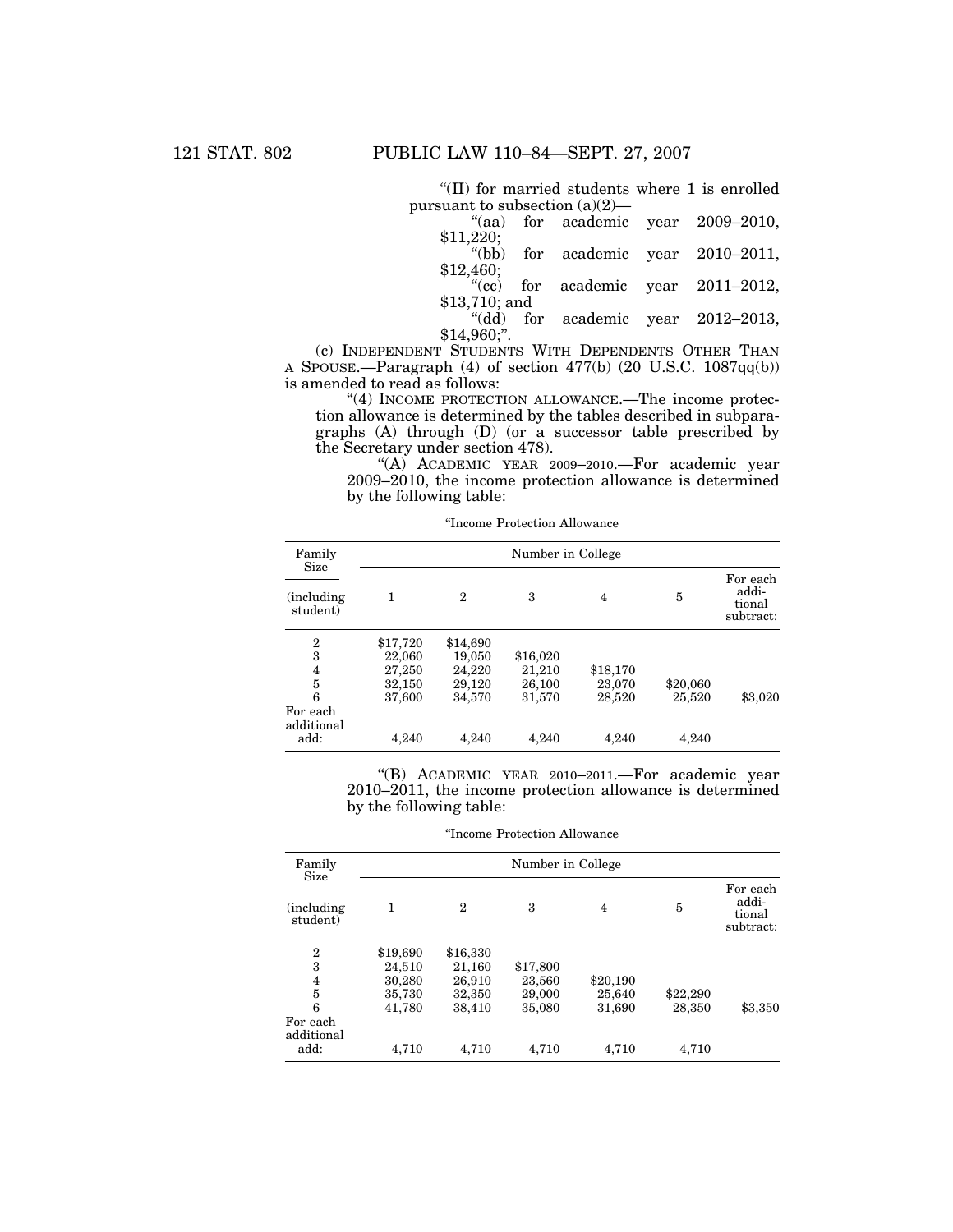"(II) for married students where 1 is enrolled pursuant to subsection (a)(2)—

"(aa) for academic year 2009–2010, $11,220;

"(bb) for academic year 2010–2011, $12,460;

"(cc) for academic year 2011–2012, $13,710; and

"(dd) for academic year 2012–2013, $14,960;".

(c) INDEPENDENT STUDENTS WITH DEPENDENTS OTHER THAN A SPOUSE.—Paragraph (4) of section 477(b) (20 U.S.C. 1087qq(b)) is amended to read as follows:

"(4) INCOME PROTECTION ALLOWANCE.—The income protection allowance is determined by the tables described in subparagraphs (A) through (D) (or a successor table prescribed by the Secretary under section 478).

"(A) ACADEMIC YEAR 2009–2010.—For academic year 2009–2010, the income protection allowance is determined by the following table:

"Income Protection Allowance

| Family Size (including student) | Number in College | | | | | |
|---|---|---|---|---|---|---|
| | 1 | 2 | 3 | 4 | 5 | For each additional subtract: |
| 2 | $17,720 | $14,690 | | | | |
| 3 | 22,060 | 19,050 | $16,020 | | | |
| 4 | 27,250 | 24,220 | 21,210 | $18,170 | | |
| 5 | 32,150 | 29,120 | 26,100 | 23,070 | $20,060 | |
| 6 | 37,600 | 34,570 | 31,570 | 28,520 | 25,520 | $3,020 |
| For each additional add: | 4,240 | 4,240 | 4,240 | 4,240 | 4,240 | |

"(B) ACADEMIC YEAR 2010–2011.—For academic year 2010–2011, the income protection allowance is determined by the following table:

"Income Protection Allowance

| Family Size (including student) | Number in College | | | | | |
|---|---|---|---|---|---|---|
| | 1 | 2 | 3 | 4 | 5 | For each additional subtract: |
| 2 | $19,690 | $16,330 | | | | |
| 3 | 24,510 | 21,160 | $17,800 | | | |
| 4 | 30,280 | 26,910 | 23,560 | $20,190 | | |
| 5 | 35,730 | 32,350 | 29,000 | 25,640 | $22,290 | |
| 6 | 41,780 | 38,410 | 35,080 | 31,690 | 28,350 | $3,350 |
| For each additional add: | 4,710 | 4,710 | 4,710 | 4,710 | 4,710 | |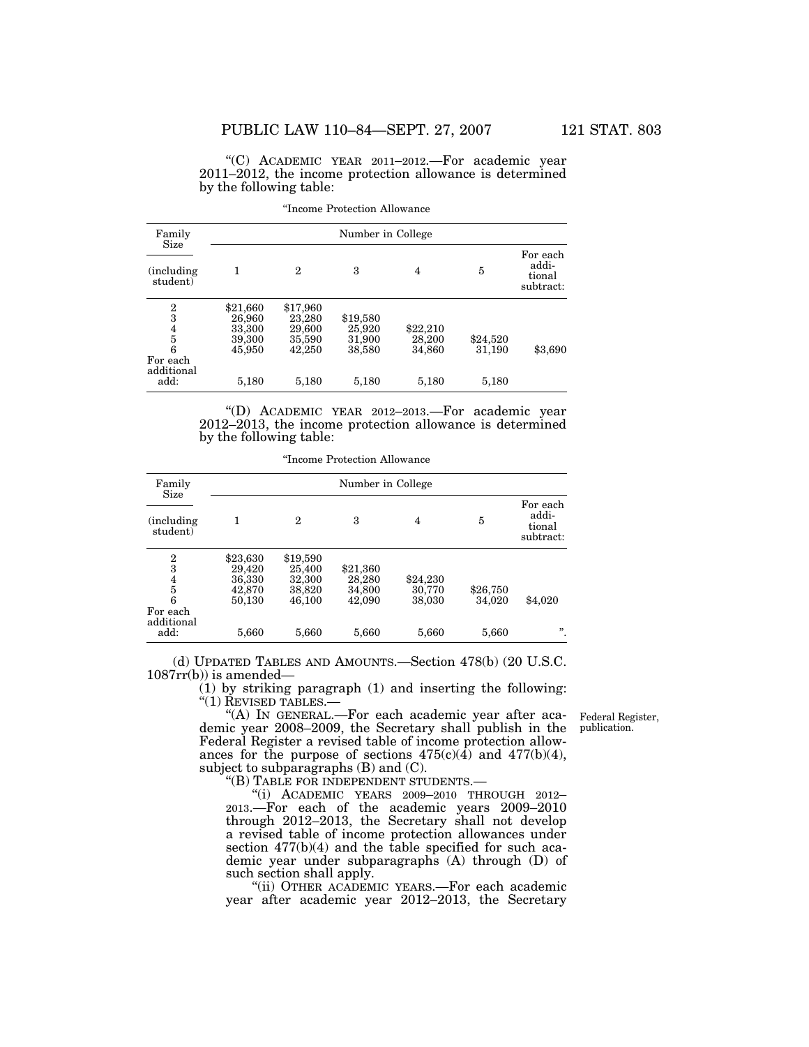"(C) ACADEMIC YEAR 2011–2012.—For academic year 2011–2012, the income protection allowance is determined by the following table:

"Income Protection Allowance

| Family Size (including student) | Number in College 1 | 2 | 3 | 4 | 5 | For each additional subtract: |
|---|---|---|---|---|---|---|
| 2 | $21,660 | $17,960 | | | | |
| 3 | 26,960 | 23,280 | $19,580 | | | |
| 4 | 33,300 | 29,600 | 25,920 | $22,210 | | |
| 5 | 39,300 | 35,590 | 31,900 | 28,200 | $24,520 | |
| 6 | 45,950 | 42,250 | 38,580 | 34,860 | 31,190 | $3,690 |
| For each additional add: | 5,180 | 5,180 | 5,180 | 5,180 | 5,180 | |

"(D) ACADEMIC YEAR 2012–2013.—For academic year 2012–2013, the income protection allowance is determined by the following table:

"Income Protection Allowance

| Family Size (including student) | Number in College 1 | 2 | 3 | 4 | 5 | For each additional subtract: |
|---|---|---|---|---|---|---|
| 2 | $23,630 | $19,590 | | | | |
| 3 | 29,420 | 25,400 | $21,360 | | | |
| 4 | 36,330 | 32,300 | 28,280 | $24,230 | | |
| 5 | 42,870 | 38,820 | 34,800 | 30,770 | $26,750 | |
| 6 | 50,130 | 46,100 | 42,090 | 38,030 | 34,020 | $4,020 |
| For each additional add: | 5,660 | 5,660 | 5,660 | 5,660 | 5,660 | ". |

(d) UPDATED TABLES AND AMOUNTS.—Section 478(b) (20 U.S.C. 1087rr(b)) is amended—

(1) by striking paragraph (1) and inserting the following:

"(1) REVISED TABLES.—

"(A) IN GENERAL.—For each academic year after academic year 2008–2009, the Secretary shall publish in the Federal Register a revised table of income protection allowances for the purpose of sections 475(c)(4) and 477(b)(4), subject to subparagraphs (B) and (C).

Federal Register, publication.

"(B) TABLE FOR INDEPENDENT STUDENTS.—

"(i) ACADEMIC YEARS 2009–2010 THROUGH 2012–2013.—For each of the academic years 2009–2010 through 2012–2013, the Secretary shall not develop a revised table of income protection allowances under section 477(b)(4) and the table specified for such academic year under subparagraphs (A) through (D) of such section shall apply.

"(ii) OTHER ACADEMIC YEARS.—For each academic year after academic year 2012–2013, the Secretary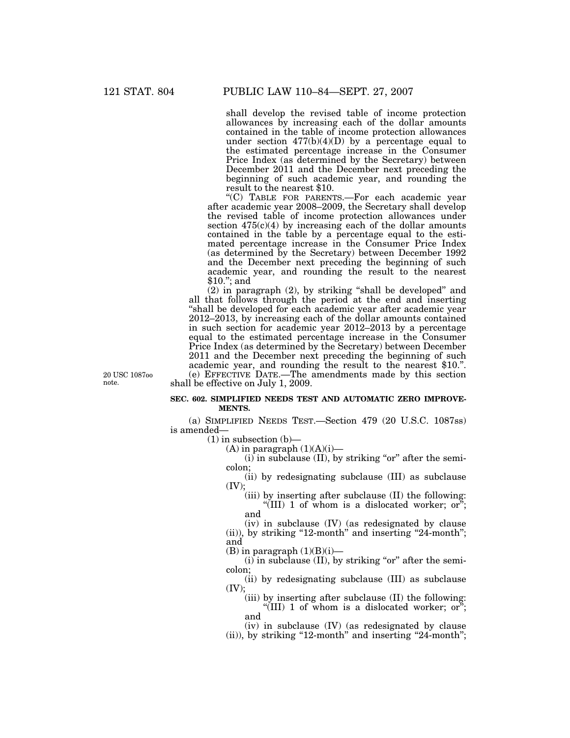shall develop the revised table of income protection allowances by increasing each of the dollar amounts contained in the table of income protection allowances under section 477(b)(4)(D) by a percentage equal to the estimated percentage increase in the Consumer Price Index (as determined by the Secretary) between December 2011 and the December next preceding the beginning of such academic year, and rounding the result to the nearest $10.

"(C) TABLE FOR PARENTS.—For each academic year after academic year 2008–2009, the Secretary shall develop the revised table of income protection allowances under section 475(c)(4) by increasing each of the dollar amounts contained in the table by a percentage equal to the estimated percentage increase in the Consumer Price Index (as determined by the Secretary) between December 1992 and the December next preceding the beginning of such academic year, and rounding the result to the nearest $10."; and

(2) in paragraph (2), by striking "shall be developed" and all that follows through the period at the end and inserting "shall be developed for each academic year after academic year 2012–2013, by increasing each of the dollar amounts contained in such section for academic year 2012–2013 by a percentage equal to the estimated percentage increase in the Consumer Price Index (as determined by the Secretary) between December 2011 and the December next preceding the beginning of such academic year, and rounding the result to the nearest $10.".

20 USC 1087oo note.

(e) EFFECTIVE DATE.—The amendments made by this section shall be effective on July 1, 2009.

**SEC. 602. SIMPLIFIED NEEDS TEST AND AUTOMATIC ZERO IMPROVEMENTS.**

(a) SIMPLIFIED NEEDS TEST.—Section 479 (20 U.S.C. 1087ss) is amended—

(1) in subsection (b)—

(A) in paragraph (1)(A)(i)—

(i) in subclause (II), by striking "or" after the semicolon;

(ii) by redesignating subclause (III) as subclause (IV);

(iii) by inserting after subclause (II) the following:

"(III) 1 of whom is a dislocated worker; or"; and

(iv) in subclause (IV) (as redesignated by clause (ii)), by striking "12-month" and inserting "24-month"; and

(B) in paragraph (1)(B)(i)—

(i) in subclause (II), by striking "or" after the semicolon;

(ii) by redesignating subclause (III) as subclause (IV);

(iii) by inserting after subclause (II) the following:

"(III) 1 of whom is a dislocated worker; or"; and

(iv) in subclause (IV) (as redesignated by clause (ii)), by striking "12-month" and inserting "24-month";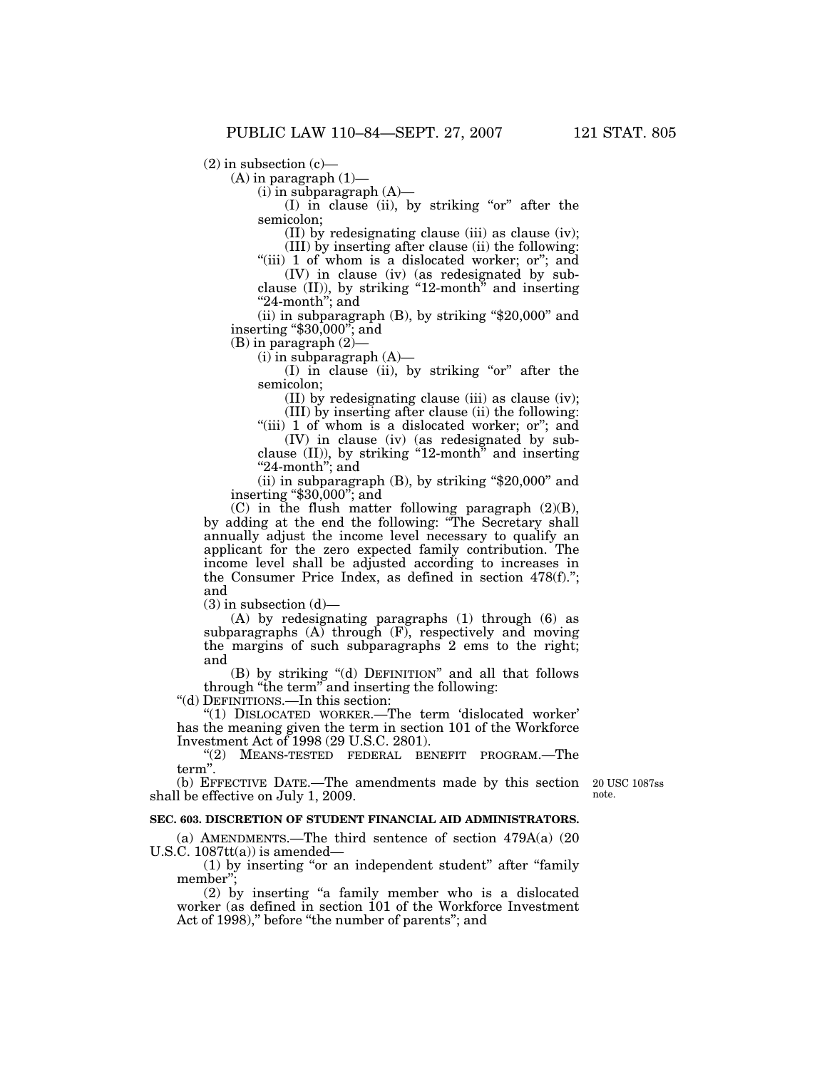(2) in subsection (c)—

(A) in paragraph (1)—

(i) in subparagraph (A)—

(I) in clause (ii), by striking "or" after the semicolon;

(II) by redesignating clause (iii) as clause (iv);

(III) by inserting after clause (ii) the following:

"(iii) 1 of whom is a dislocated worker; or"; and

(IV) in clause (iv) (as redesignated by subclause (II)), by striking "12-month" and inserting "24-month"; and

(ii) in subparagraph (B), by striking "$20,000" and inserting "$30,000"; and

(B) in paragraph (2)—

(i) in subparagraph (A)—

(I) in clause (ii), by striking "or" after the semicolon;

(II) by redesignating clause (iii) as clause (iv);

(III) by inserting after clause (ii) the following:

"(iii) 1 of whom is a dislocated worker; or"; and

(IV) in clause (iv) (as redesignated by subclause (II)), by striking "12-month" and inserting "24-month"; and

(ii) in subparagraph (B), by striking "$20,000" and inserting "$30,000"; and

(C) in the flush matter following paragraph (2)(B), by adding at the end the following: "The Secretary shall annually adjust the income level necessary to qualify an applicant for the zero expected family contribution. The income level shall be adjusted according to increases in the Consumer Price Index, as defined in section 478(f)."; and

(3) in subsection (d)—

(A) by redesignating paragraphs (1) through (6) as subparagraphs (A) through (F), respectively and moving the margins of such subparagraphs 2 ems to the right; and

(B) by striking "(d) DEFINITION" and all that follows through "the term" and inserting the following:

"(d) DEFINITIONS.—In this section:

"(1) DISLOCATED WORKER.—The term 'dislocated worker' has the meaning given the term in section 101 of the Workforce Investment Act of 1998 (29 U.S.C. 2801).

"(2) MEANS-TESTED FEDERAL BENEFIT PROGRAM.—The term".

(b) EFFECTIVE DATE.—The amendments made by this section shall be effective on July 1, 2009.

20 USC 1087ss note.

**SEC. 603. DISCRETION OF STUDENT FINANCIAL AID ADMINISTRATORS.**

(a) AMENDMENTS.—The third sentence of section 479A(a) (20 U.S.C. 1087tt(a)) is amended—

(1) by inserting "or an independent student" after "family member";

(2) by inserting "a family member who is a dislocated worker (as defined in section 101 of the Workforce Investment Act of 1998)," before "the number of parents"; and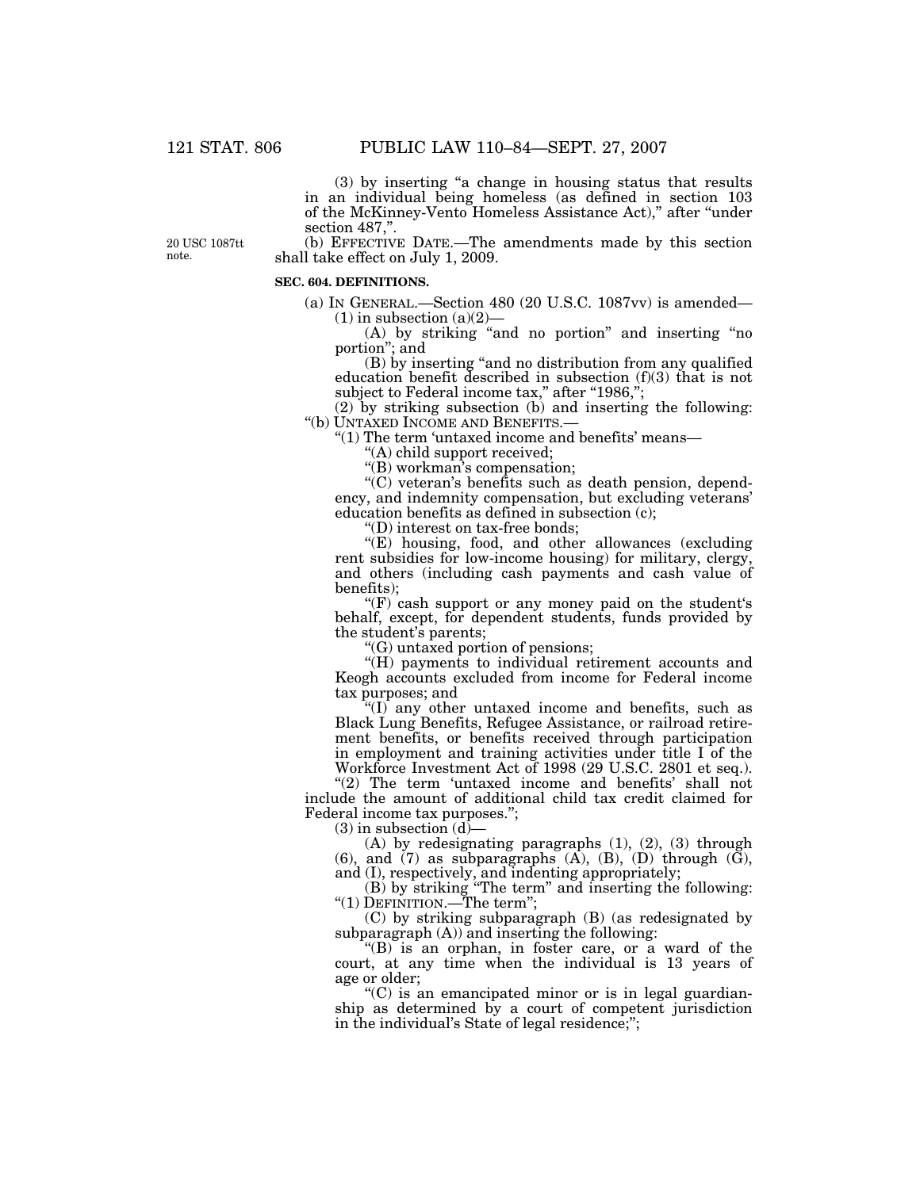(3) by inserting "a change in housing status that results in an individual being homeless (as defined in section 103 of the McKinney-Vento Homeless Assistance Act)," after "under section 487,".

20 USC 1087tt note.

(b) EFFECTIVE DATE.—The amendments made by this section shall take effect on July 1, 2009.

**SEC. 604. DEFINITIONS.**

(a) IN GENERAL.—Section 480 (20 U.S.C. 1087vv) is amended—

(1) in subsection (a)(2)—

(A) by striking "and no portion" and inserting "no portion"; and

(B) by inserting "and no distribution from any qualified education benefit described in subsection (f)(3) that is not subject to Federal income tax," after "1986,";

(2) by striking subsection (b) and inserting the following:

"(b) UNTAXED INCOME AND BENEFITS.—

"(1) The term 'untaxed income and benefits' means—

"(A) child support received;

"(B) workman's compensation;

"(C) veteran's benefits such as death pension, dependency, and indemnity compensation, but excluding veterans' education benefits as defined in subsection (c);

"(D) interest on tax-free bonds;

"(E) housing, food, and other allowances (excluding rent subsidies for low-income housing) for military, clergy, and others (including cash payments and cash value of benefits);

"(F) cash support or any money paid on the student's behalf, except, for dependent students, funds provided by the student's parents;

"(G) untaxed portion of pensions;

"(H) payments to individual retirement accounts and Keogh accounts excluded from income for Federal income tax purposes; and

"(I) any other untaxed income and benefits, such as Black Lung Benefits, Refugee Assistance, or railroad retirement benefits, or benefits received through participation in employment and training activities under title I of the Workforce Investment Act of 1998 (29 U.S.C. 2801 et seq.).

"(2) The term 'untaxed income and benefits' shall not include the amount of additional child tax credit claimed for Federal income tax purposes.";

(3) in subsection (d)—

(A) by redesignating paragraphs (1), (2), (3) through (6), and (7) as subparagraphs (A), (B), (D) through (G), and (I), respectively, and indenting appropriately;

(B) by striking "The term" and inserting the following: "(1) DEFINITION.—The term";

(C) by striking subparagraph (B) (as redesignated by subparagraph (A)) and inserting the following:

"(B) is an orphan, in foster care, or a ward of the court, at any time when the individual is 13 years of age or older;

"(C) is an emancipated minor or is in legal guardianship as determined by a court of competent jurisdiction in the individual's State of legal residence;";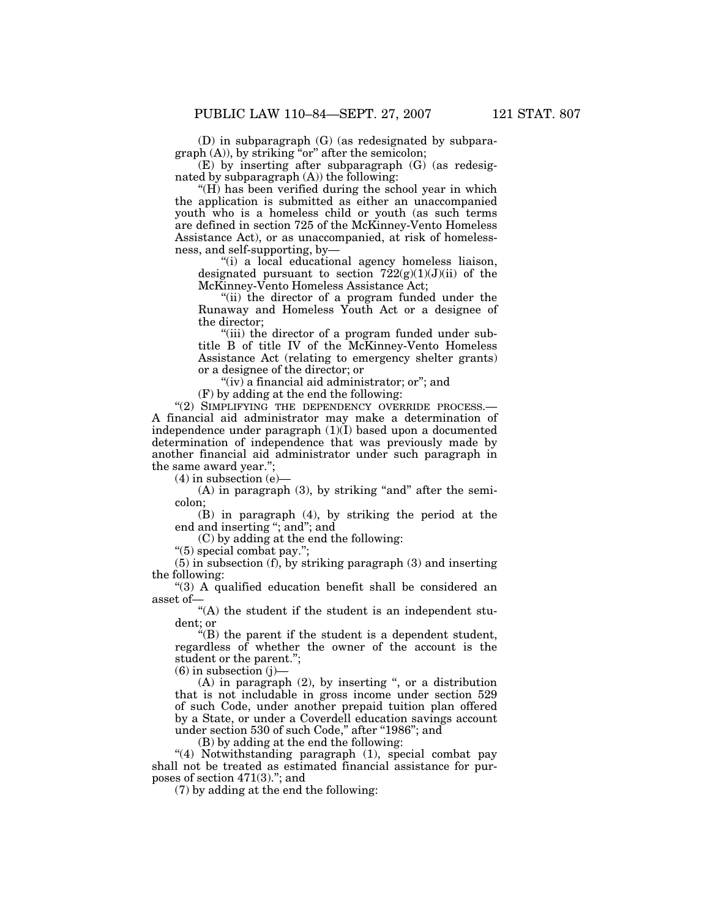(D) in subparagraph (G) (as redesignated by subparagraph (A)), by striking "or" after the semicolon;

(E) by inserting after subparagraph (G) (as redesignated by subparagraph (A)) the following:

"(H) has been verified during the school year in which the application is submitted as either an unaccompanied youth who is a homeless child or youth (as such terms are defined in section 725 of the McKinney-Vento Homeless Assistance Act), or as unaccompanied, at risk of homelessness, and self-supporting, by—

"(i) a local educational agency homeless liaison, designated pursuant to section 722(g)(1)(J)(ii) of the McKinney-Vento Homeless Assistance Act;

"(ii) the director of a program funded under the Runaway and Homeless Youth Act or a designee of the director;

"(iii) the director of a program funded under subtitle B of title IV of the McKinney-Vento Homeless Assistance Act (relating to emergency shelter grants) or a designee of the director; or

"(iv) a financial aid administrator; or"; and

(F) by adding at the end the following:

"(2) SIMPLIFYING THE DEPENDENCY OVERRIDE PROCESS.— A financial aid administrator may make a determination of independence under paragraph (1)(I) based upon a documented determination of independence that was previously made by another financial aid administrator under such paragraph in the same award year.";

(4) in subsection (e)—

(A) in paragraph (3), by striking "and" after the semicolon;

(B) in paragraph (4), by striking the period at the end and inserting "; and"; and

(C) by adding at the end the following:

"(5) special combat pay.";

(5) in subsection (f), by striking paragraph (3) and inserting the following:

"(3) A qualified education benefit shall be considered an asset of—

"(A) the student if the student is an independent student; or

"(B) the parent if the student is a dependent student, regardless of whether the owner of the account is the student or the parent.";

(6) in subsection (j)—

(A) in paragraph (2), by inserting ", or a distribution that is not includable in gross income under section 529 of such Code, under another prepaid tuition plan offered by a State, or under a Coverdell education savings account under section 530 of such Code," after "1986"; and

(B) by adding at the end the following:

"(4) Notwithstanding paragraph (1), special combat pay shall not be treated as estimated financial assistance for purposes of section 471(3)."; and

(7) by adding at the end the following: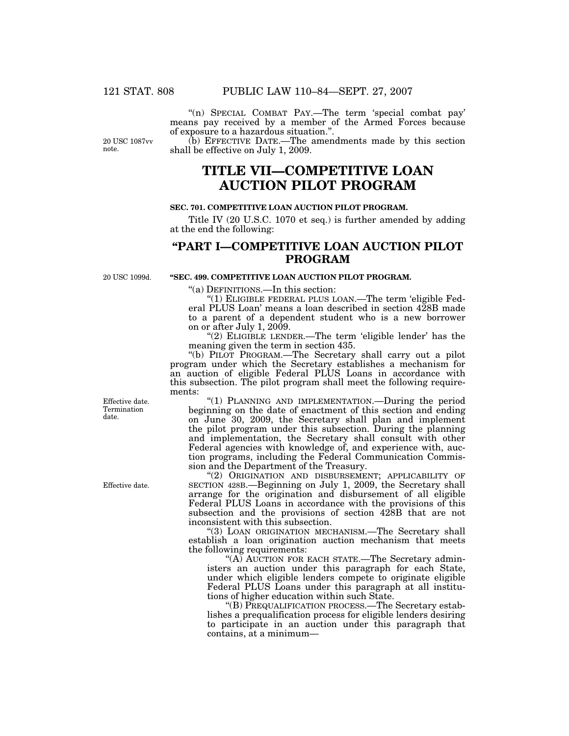"(n) SPECIAL COMBAT PAY.—The term 'special combat pay' means pay received by a member of the Armed Forces because of exposure to a hazardous situation.".

20 USC 1087vv note.

(b) EFFECTIVE DATE.—The amendments made by this section shall be effective on July 1, 2009.

# TITLE VII—COMPETITIVE LOAN AUCTION PILOT PROGRAM

### SEC. 701. COMPETITIVE LOAN AUCTION PILOT PROGRAM.

Title IV (20 U.S.C. 1070 et seq.) is further amended by adding at the end the following:

## "PART I—COMPETITIVE LOAN AUCTION PILOT PROGRAM

20 USC 1099d.

### "SEC. 499. COMPETITIVE LOAN AUCTION PILOT PROGRAM.

"(a) DEFINITIONS.—In this section:

"(1) ELIGIBLE FEDERAL PLUS LOAN.—The term 'eligible Federal PLUS Loan' means a loan described in section 428B made to a parent of a dependent student who is a new borrower on or after July 1, 2009.

"(2) ELIGIBLE LENDER.—The term 'eligible lender' has the meaning given the term in section 435.

"(b) PILOT PROGRAM.—The Secretary shall carry out a pilot program under which the Secretary establishes a mechanism for an auction of eligible Federal PLUS Loans in accordance with this subsection. The pilot program shall meet the following requirements:

Effective date. Termination date.

"(1) PLANNING AND IMPLEMENTATION.—During the period beginning on the date of enactment of this section and ending on June 30, 2009, the Secretary shall plan and implement the pilot program under this subsection. During the planning and implementation, the Secretary shall consult with other Federal agencies with knowledge of, and experience with, auction programs, including the Federal Communication Commission and the Department of the Treasury.

Effective date.

"(2) ORIGINATION AND DISBURSEMENT; APPLICABILITY OF SECTION 428B.—Beginning on July 1, 2009, the Secretary shall arrange for the origination and disbursement of all eligible Federal PLUS Loans in accordance with the provisions of this subsection and the provisions of section 428B that are not inconsistent with this subsection.

"(3) LOAN ORIGINATION MECHANISM.—The Secretary shall establish a loan origination auction mechanism that meets the following requirements:

"(A) AUCTION FOR EACH STATE.—The Secretary administers an auction under this paragraph for each State, under which eligible lenders compete to originate eligible Federal PLUS Loans under this paragraph at all institutions of higher education within such State.

"(B) PREQUALIFICATION PROCESS.—The Secretary establishes a prequalification process for eligible lenders desiring to participate in an auction under this paragraph that contains, at a minimum—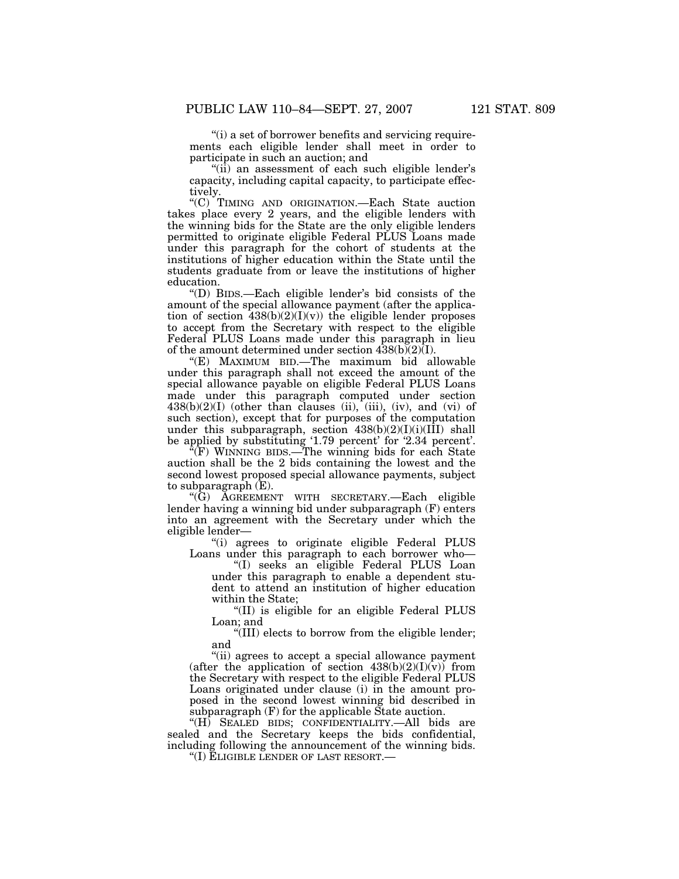"(i) a set of borrower benefits and servicing requirements each eligible lender shall meet in order to participate in such an auction; and

"(ii) an assessment of each such eligible lender's capacity, including capital capacity, to participate effectively.

"(C) TIMING AND ORIGINATION.—Each State auction takes place every 2 years, and the eligible lenders with the winning bids for the State are the only eligible lenders permitted to originate eligible Federal PLUS Loans made under this paragraph for the cohort of students at the institutions of higher education within the State until the students graduate from or leave the institutions of higher education.

"(D) BIDS.—Each eligible lender's bid consists of the amount of the special allowance payment (after the application of section 438(b)(2)(I)(v)) the eligible lender proposes to accept from the Secretary with respect to the eligible Federal PLUS Loans made under this paragraph in lieu of the amount determined under section 438(b)(2)(I).

"(E) MAXIMUM BID.—The maximum bid allowable under this paragraph shall not exceed the amount of the special allowance payable on eligible Federal PLUS Loans made under this paragraph computed under section 438(b)(2)(I) (other than clauses (ii), (iii), (iv), and (vi) of such section), except that for purposes of the computation under this subparagraph, section 438(b)(2)(I)(i)(III) shall be applied by substituting '1.79 percent' for '2.34 percent'.

"(F) WINNING BIDS.—The winning bids for each State auction shall be the 2 bids containing the lowest and the second lowest proposed special allowance payments, subject to subparagraph (E).

"(G) AGREEMENT WITH SECRETARY.—Each eligible lender having a winning bid under subparagraph (F) enters into an agreement with the Secretary under which the eligible lender—

"(i) agrees to originate eligible Federal PLUS Loans under this paragraph to each borrower who—

"(I) seeks an eligible Federal PLUS Loan under this paragraph to enable a dependent student to attend an institution of higher education within the State;

"(II) is eligible for an eligible Federal PLUS Loan; and

"(III) elects to borrow from the eligible lender; and

"(ii) agrees to accept a special allowance payment (after the application of section 438(b)(2)(I)(v)) from the Secretary with respect to the eligible Federal PLUS Loans originated under clause (i) in the amount proposed in the second lowest winning bid described in subparagraph (F) for the applicable State auction.

"(H) SEALED BIDS; CONFIDENTIALITY.—All bids are sealed and the Secretary keeps the bids confidential, including following the announcement of the winning bids.

"(I) ELIGIBLE LENDER OF LAST RESORT.—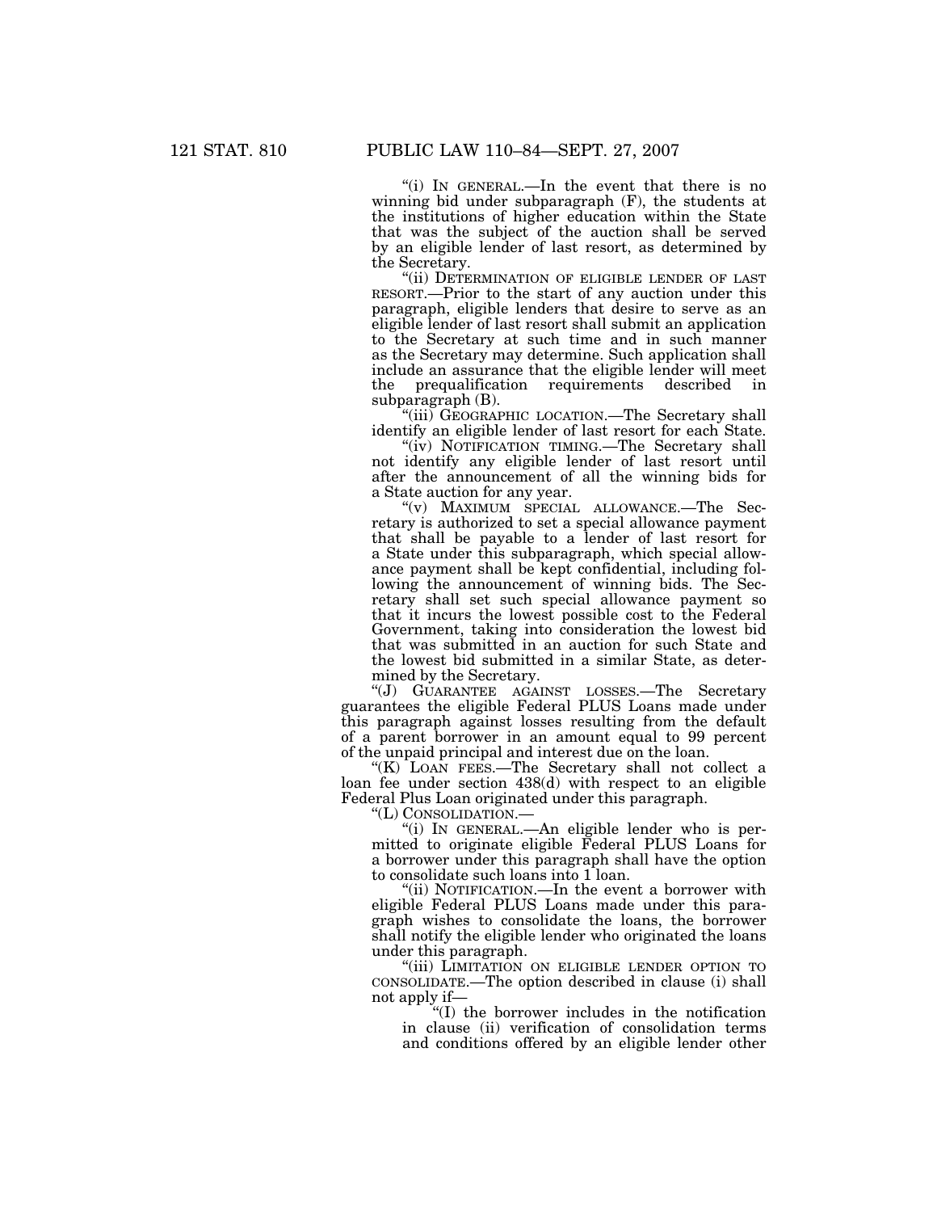"(i) IN GENERAL.—In the event that there is no winning bid under subparagraph (F), the students at the institutions of higher education within the State that was the subject of the auction shall be served by an eligible lender of last resort, as determined by the Secretary.

"(ii) DETERMINATION OF ELIGIBLE LENDER OF LAST RESORT.—Prior to the start of any auction under this paragraph, eligible lenders that desire to serve as an eligible lender of last resort shall submit an application to the Secretary at such time and in such manner as the Secretary may determine. Such application shall include an assurance that the eligible lender will meet the prequalification requirements described in subparagraph (B).

"(iii) GEOGRAPHIC LOCATION.—The Secretary shall identify an eligible lender of last resort for each State.

"(iv) NOTIFICATION TIMING.—The Secretary shall not identify any eligible lender of last resort until after the announcement of all the winning bids for a State auction for any year.

"(v) MAXIMUM SPECIAL ALLOWANCE.—The Secretary is authorized to set a special allowance payment that shall be payable to a lender of last resort for a State under this subparagraph, which special allowance payment shall be kept confidential, including following the announcement of winning bids. The Secretary shall set such special allowance payment so that it incurs the lowest possible cost to the Federal Government, taking into consideration the lowest bid that was submitted in an auction for such State and the lowest bid submitted in a similar State, as determined by the Secretary.

"(J) GUARANTEE AGAINST LOSSES.—The Secretary guarantees the eligible Federal PLUS Loans made under this paragraph against losses resulting from the default of a parent borrower in an amount equal to 99 percent of the unpaid principal and interest due on the loan.

"(K) LOAN FEES.—The Secretary shall not collect a loan fee under section 438(d) with respect to an eligible Federal Plus Loan originated under this paragraph.

"(L) CONSOLIDATION.—

"(i) IN GENERAL.—An eligible lender who is permitted to originate eligible Federal PLUS Loans for a borrower under this paragraph shall have the option to consolidate such loans into 1 loan.

"(ii) NOTIFICATION.—In the event a borrower with eligible Federal PLUS Loans made under this paragraph wishes to consolidate the loans, the borrower shall notify the eligible lender who originated the loans under this paragraph.

"(iii) LIMITATION ON ELIGIBLE LENDER OPTION TO CONSOLIDATE.—The option described in clause (i) shall not apply if—

"(I) the borrower includes in the notification in clause (ii) verification of consolidation terms and conditions offered by an eligible lender other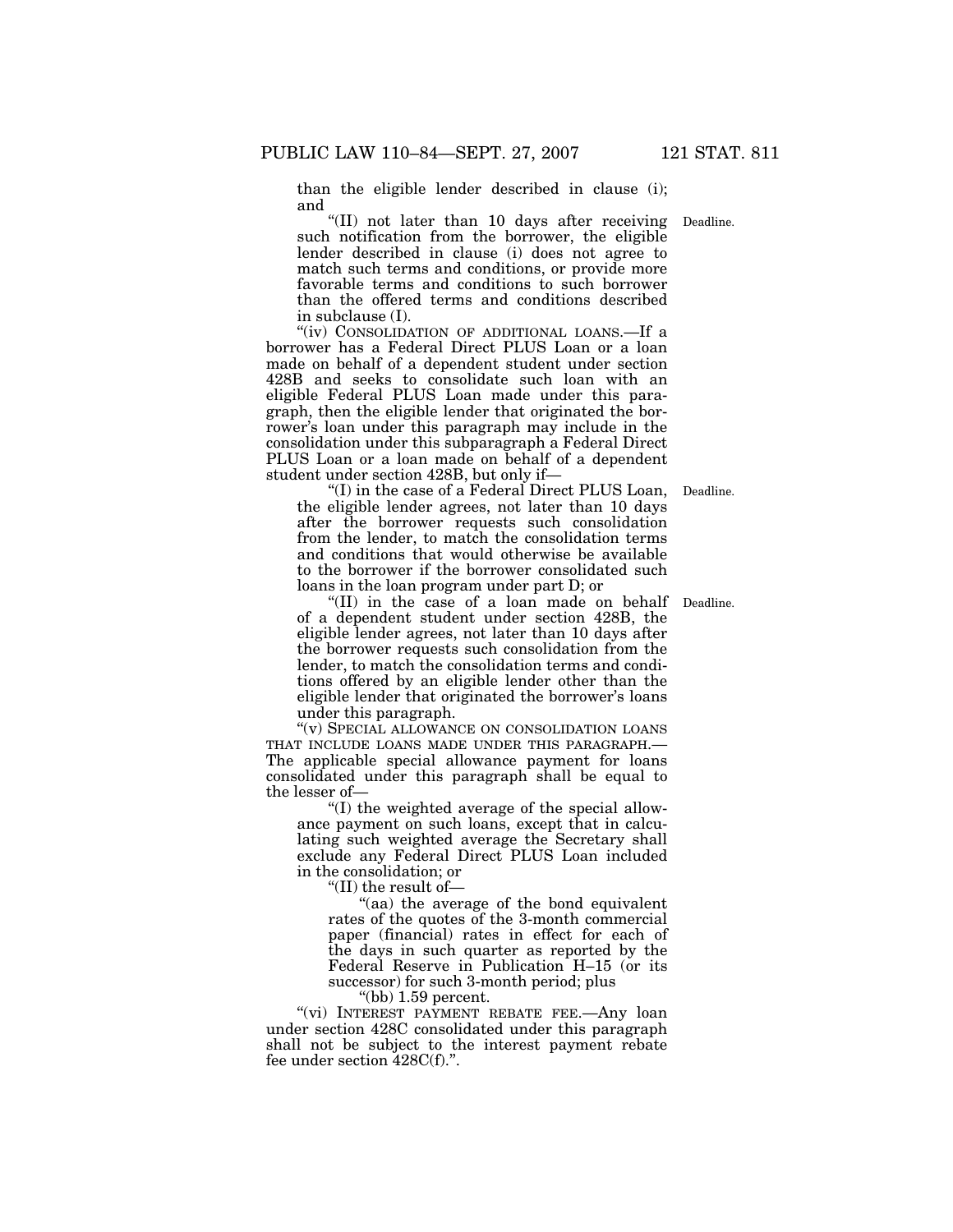than the eligible lender described in clause (i); and

"(II) not later than 10 days after receiving such notification from the borrower, the eligible lender described in clause (i) does not agree to match such terms and conditions, or provide more favorable terms and conditions to such borrower than the offered terms and conditions described in subclause (I).

Deadline.

"(iv) CONSOLIDATION OF ADDITIONAL LOANS.—If a borrower has a Federal Direct PLUS Loan or a loan made on behalf of a dependent student under section 428B and seeks to consolidate such loan with an eligible Federal PLUS Loan made under this paragraph, then the eligible lender that originated the borrower's loan under this paragraph may include in the consolidation under this subparagraph a Federal Direct PLUS Loan or a loan made on behalf of a dependent student under section 428B, but only if—

"(I) in the case of a Federal Direct PLUS Loan, the eligible lender agrees, not later than 10 days after the borrower requests such consolidation from the lender, to match the consolidation terms and conditions that would otherwise be available to the borrower if the borrower consolidated such loans in the loan program under part D; or

Deadline.

"(II) in the case of a loan made on behalf of a dependent student under section 428B, the eligible lender agrees, not later than 10 days after the borrower requests such consolidation from the lender, to match the consolidation terms and conditions offered by an eligible lender other than the eligible lender that originated the borrower's loans under this paragraph.

Deadline.

"(v) SPECIAL ALLOWANCE ON CONSOLIDATION LOANS THAT INCLUDE LOANS MADE UNDER THIS PARAGRAPH.—The applicable special allowance payment for loans consolidated under this paragraph shall be equal to the lesser of—

"(I) the weighted average of the special allowance payment on such loans, except that in calculating such weighted average the Secretary shall exclude any Federal Direct PLUS Loan included in the consolidation; or

"(II) the result of—

"(aa) the average of the bond equivalent rates of the quotes of the 3-month commercial paper (financial) rates in effect for each of the days in such quarter as reported by the Federal Reserve in Publication H–15 (or its successor) for such 3-month period; plus

"(bb) 1.59 percent.

"(vi) INTEREST PAYMENT REBATE FEE.—Any loan under section 428C consolidated under this paragraph shall not be subject to the interest payment rebate fee under section 428C(f).".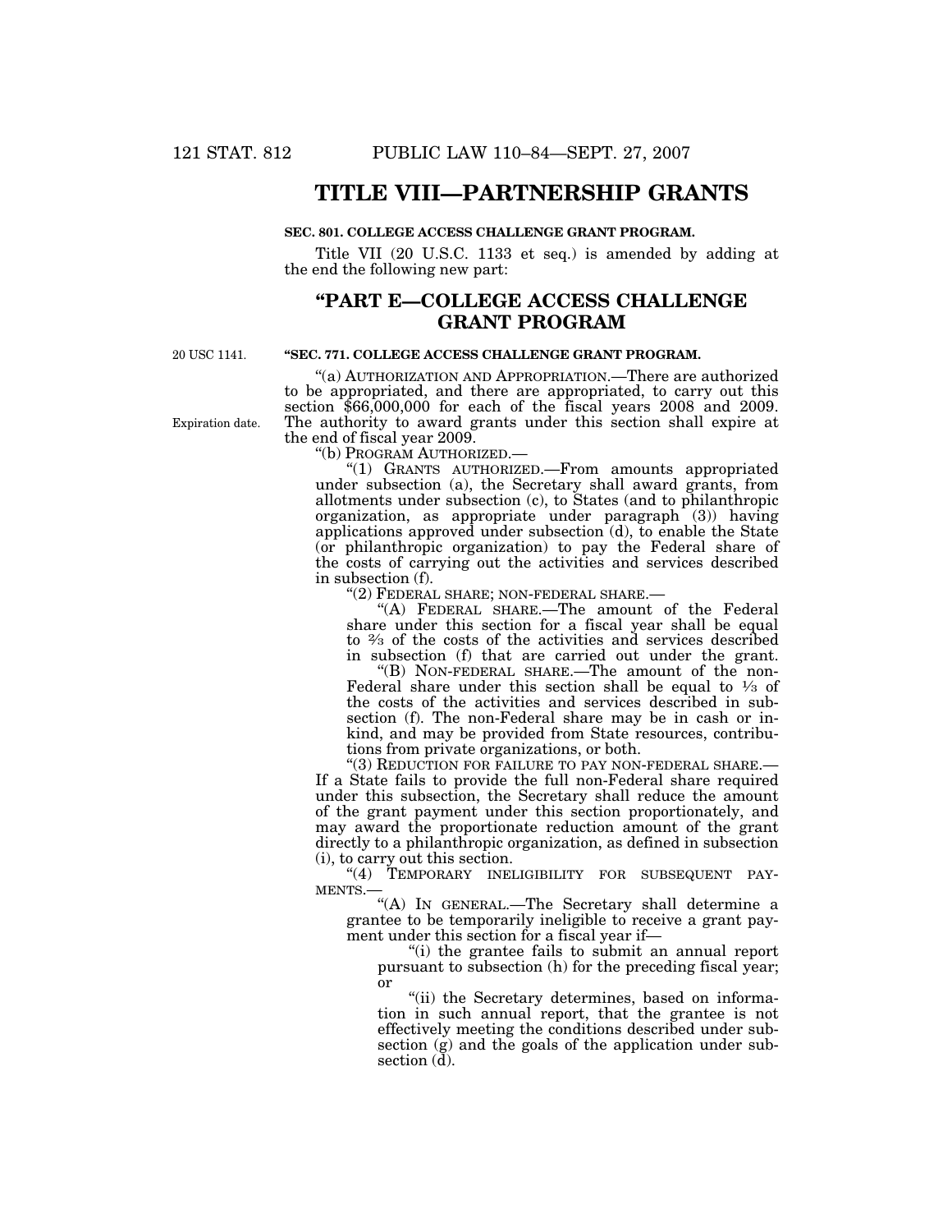# TITLE VIII—PARTNERSHIP GRANTS

**SEC. 801. COLLEGE ACCESS CHALLENGE GRANT PROGRAM.**

Title VII (20 U.S.C. 1133 et seq.) is amended by adding at the end the following new part:

## "PART E—COLLEGE ACCESS CHALLENGE GRANT PROGRAM

20 USC 1141.

**"SEC. 771. COLLEGE ACCESS CHALLENGE GRANT PROGRAM.**

"(a) AUTHORIZATION AND APPROPRIATION.—There are authorized to be appropriated, and there are appropriated, to carry out this section $66,000,000 for each of the fiscal years 2008 and 2009. The authority to award grants under this section shall expire at the end of fiscal year 2009.

Expiration date.

"(b) PROGRAM AUTHORIZED.—

"(1) GRANTS AUTHORIZED.—From amounts appropriated under subsection (a), the Secretary shall award grants, from allotments under subsection (c), to States (and to philanthropic organization, as appropriate under paragraph (3)) having applications approved under subsection (d), to enable the State (or philanthropic organization) to pay the Federal share of the costs of carrying out the activities and services described in subsection (f).

"(2) FEDERAL SHARE; NON-FEDERAL SHARE.—

"(A) FEDERAL SHARE.—The amount of the Federal share under this section for a fiscal year shall be equal to ⅔ of the costs of the activities and services described in subsection (f) that are carried out under the grant.

"(B) NON-FEDERAL SHARE.—The amount of the non-Federal share under this section shall be equal to ⅓ of the costs of the activities and services described in subsection (f). The non-Federal share may be in cash or in-kind, and may be provided from State resources, contributions from private organizations, or both.

"(3) REDUCTION FOR FAILURE TO PAY NON-FEDERAL SHARE.—If a State fails to provide the full non-Federal share required under this subsection, the Secretary shall reduce the amount of the grant payment under this section proportionately, and may award the proportionate reduction amount of the grant directly to a philanthropic organization, as defined in subsection (i), to carry out this section.

"(4) TEMPORARY INELIGIBILITY FOR SUBSEQUENT PAYMENTS.—

"(A) IN GENERAL.—The Secretary shall determine a grantee to be temporarily ineligible to receive a grant payment under this section for a fiscal year if—

"(i) the grantee fails to submit an annual report pursuant to subsection (h) for the preceding fiscal year; or

"(ii) the Secretary determines, based on information in such annual report, that the grantee is not effectively meeting the conditions described under subsection (g) and the goals of the application under subsection (d).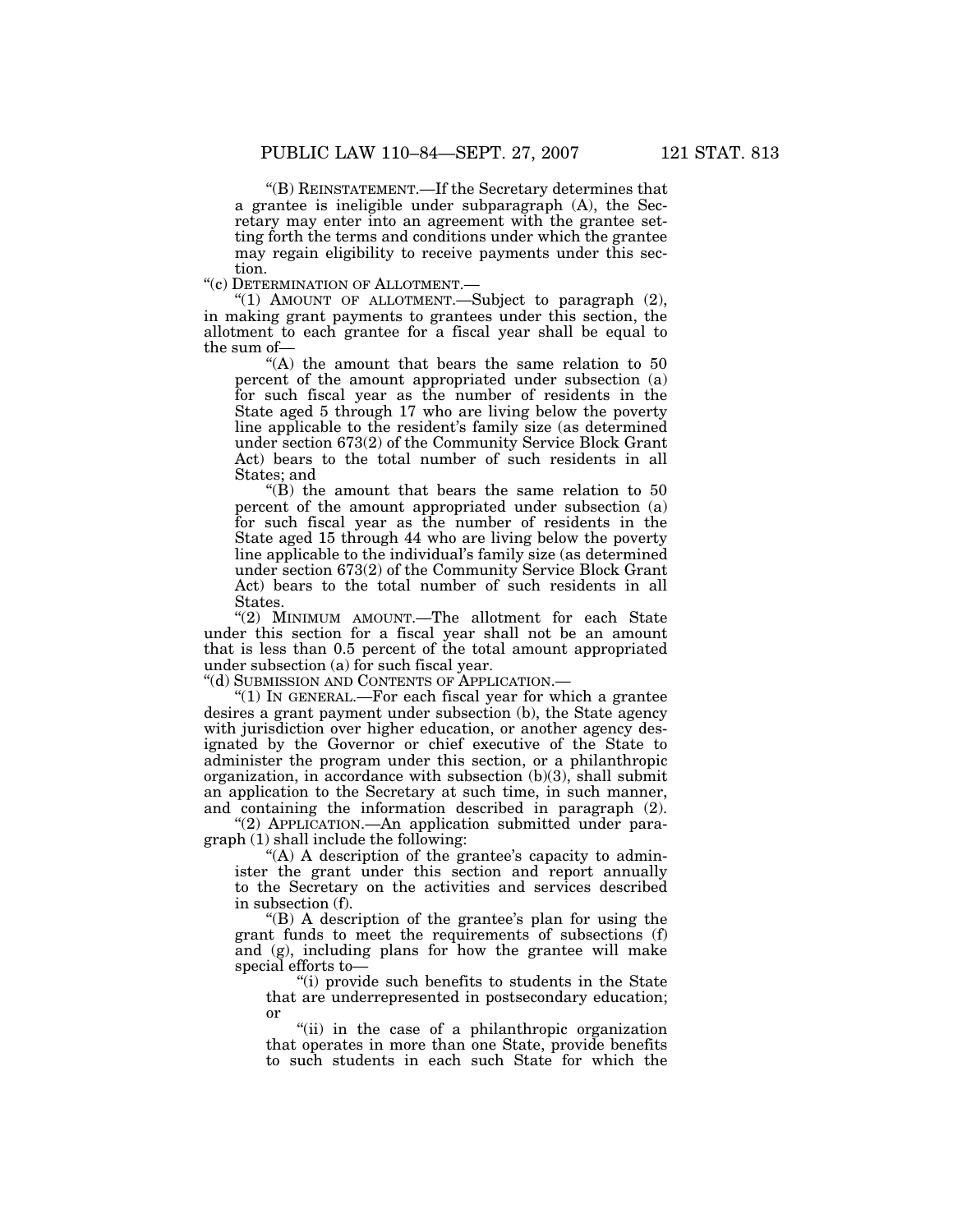"(B) REINSTATEMENT.—If the Secretary determines that a grantee is ineligible under subparagraph (A), the Secretary may enter into an agreement with the grantee setting forth the terms and conditions under which the grantee may regain eligibility to receive payments under this section.

"(c) DETERMINATION OF ALLOTMENT.—

"(1) AMOUNT OF ALLOTMENT.—Subject to paragraph (2), in making grant payments to grantees under this section, the allotment to each grantee for a fiscal year shall be equal to the sum of—

"(A) the amount that bears the same relation to 50 percent of the amount appropriated under subsection (a) for such fiscal year as the number of residents in the State aged 5 through 17 who are living below the poverty line applicable to the resident's family size (as determined under section 673(2) of the Community Service Block Grant Act) bears to the total number of such residents in all States; and

"(B) the amount that bears the same relation to 50 percent of the amount appropriated under subsection (a) for such fiscal year as the number of residents in the State aged 15 through 44 who are living below the poverty line applicable to the individual's family size (as determined under section 673(2) of the Community Service Block Grant Act) bears to the total number of such residents in all States.

"(2) MINIMUM AMOUNT.—The allotment for each State under this section for a fiscal year shall not be an amount that is less than 0.5 percent of the total amount appropriated under subsection (a) for such fiscal year.

"(d) SUBMISSION AND CONTENTS OF APPLICATION.—

"(1) IN GENERAL.—For each fiscal year for which a grantee desires a grant payment under subsection (b), the State agency with jurisdiction over higher education, or another agency designated by the Governor or chief executive of the State to administer the program under this section, or a philanthropic organization, in accordance with subsection (b)(3), shall submit an application to the Secretary at such time, in such manner, and containing the information described in paragraph (2).

"(2) APPLICATION.—An application submitted under paragraph (1) shall include the following:

"(A) A description of the grantee's capacity to administer the grant under this section and report annually to the Secretary on the activities and services described in subsection (f).

"(B) A description of the grantee's plan for using the grant funds to meet the requirements of subsections (f) and (g), including plans for how the grantee will make special efforts to—

"(i) provide such benefits to students in the State that are underrepresented in postsecondary education; or

"(ii) in the case of a philanthropic organization that operates in more than one State, provide benefits to such students in each such State for which the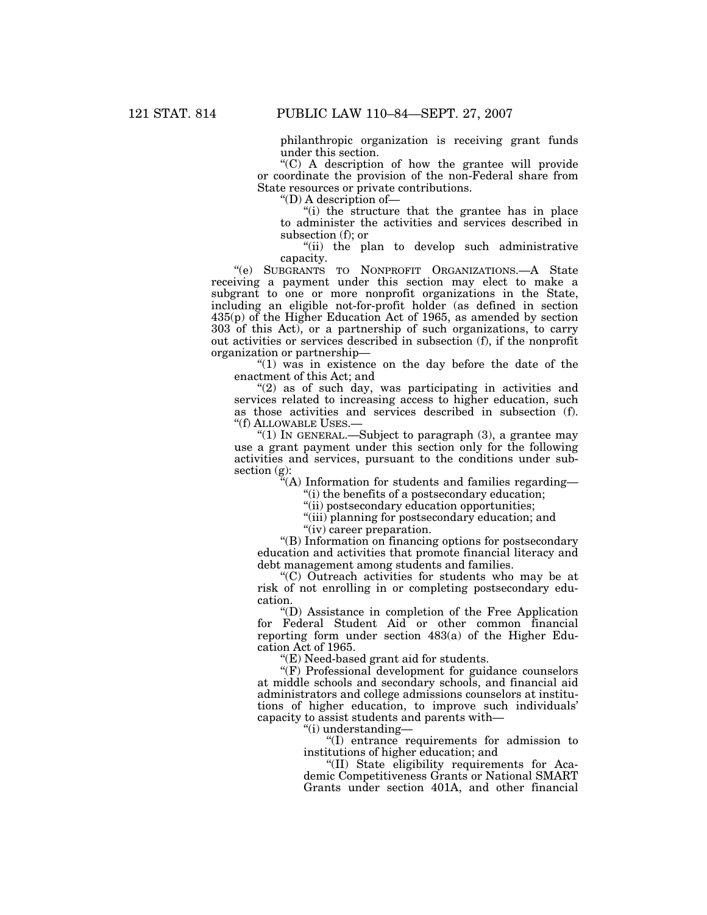philanthropic organization is receiving grant funds under this section.

"(C) A description of how the grantee will provide or coordinate the provision of the non-Federal share from State resources or private contributions.

"(D) A description of—

"(i) the structure that the grantee has in place to administer the activities and services described in subsection (f); or

"(ii) the plan to develop such administrative capacity.

"(e) SUBGRANTS TO NONPROFIT ORGANIZATIONS.—A State receiving a payment under this section may elect to make a subgrant to one or more nonprofit organizations in the State, including an eligible not-for-profit holder (as defined in section 435(p) of the Higher Education Act of 1965, as amended by section 303 of this Act), or a partnership of such organizations, to carry out activities or services described in subsection (f), if the nonprofit organization or partnership—

"(1) was in existence on the day before the date of the enactment of this Act; and

"(2) as of such day, was participating in activities and services related to increasing access to higher education, such as those activities and services described in subsection (f).

"(f) ALLOWABLE USES.—

"(1) IN GENERAL.—Subject to paragraph (3), a grantee may use a grant payment under this section only for the following activities and services, pursuant to the conditions under subsection (g):

"(A) Information for students and families regarding—

"(i) the benefits of a postsecondary education;

"(ii) postsecondary education opportunities;

"(iii) planning for postsecondary education; and

"(iv) career preparation.

"(B) Information on financing options for postsecondary education and activities that promote financial literacy and debt management among students and families.

"(C) Outreach activities for students who may be at risk of not enrolling in or completing postsecondary education.

"(D) Assistance in completion of the Free Application for Federal Student Aid or other common financial reporting form under section 483(a) of the Higher Education Act of 1965.

"(E) Need-based grant aid for students.

"(F) Professional development for guidance counselors at middle schools and secondary schools, and financial aid administrators and college admissions counselors at institutions of higher education, to improve such individuals' capacity to assist students and parents with—

"(i) understanding—

"(I) entrance requirements for admission to institutions of higher education; and

"(II) State eligibility requirements for Academic Competitiveness Grants or National SMART Grants under section 401A, and other financial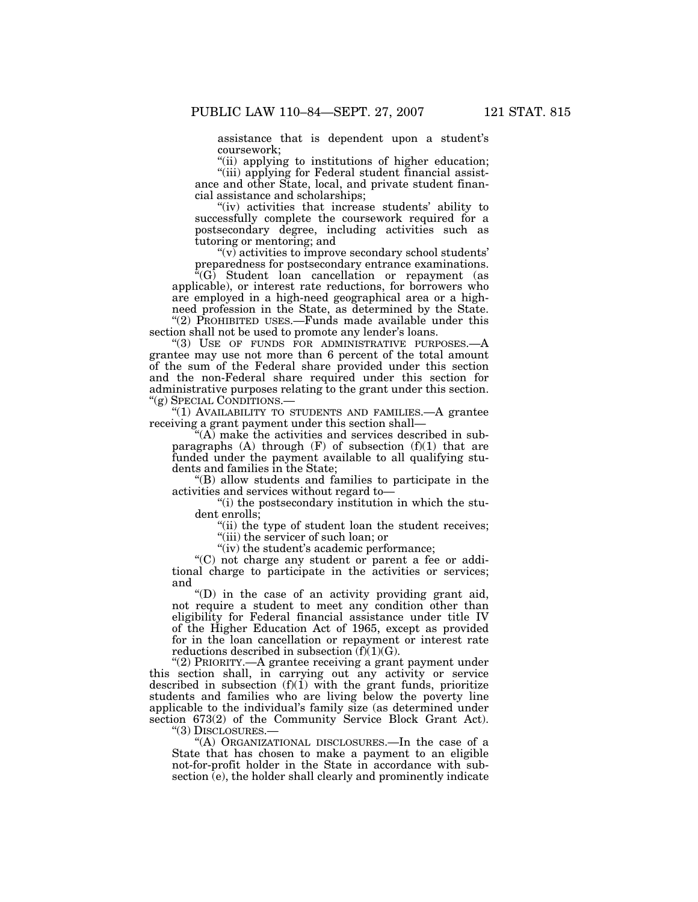assistance that is dependent upon a student's coursework;

"(ii) applying to institutions of higher education;

"(iii) applying for Federal student financial assistance and other State, local, and private student financial assistance and scholarships;

"(iv) activities that increase students' ability to successfully complete the coursework required for a postsecondary degree, including activities such as tutoring or mentoring; and

"(v) activities to improve secondary school students' preparedness for postsecondary entrance examinations.

"(G) Student loan cancellation or repayment (as applicable), or interest rate reductions, for borrowers who are employed in a high-need geographical area or a high-need profession in the State, as determined by the State.

"(2) PROHIBITED USES.—Funds made available under this section shall not be used to promote any lender's loans.

"(3) USE OF FUNDS FOR ADMINISTRATIVE PURPOSES.—A grantee may use not more than 6 percent of the total amount of the sum of the Federal share provided under this section and the non-Federal share required under this section for administrative purposes relating to the grant under this section.

"(g) SPECIAL CONDITIONS.—

"(1) AVAILABILITY TO STUDENTS AND FAMILIES.—A grantee receiving a grant payment under this section shall—

"(A) make the activities and services described in subparagraphs (A) through (F) of subsection (f)(1) that are funded under the payment available to all qualifying students and families in the State;

"(B) allow students and families to participate in the activities and services without regard to—

"(i) the postsecondary institution in which the student enrolls;

"(ii) the type of student loan the student receives;

"(iii) the servicer of such loan; or

"(iv) the student's academic performance;

"(C) not charge any student or parent a fee or additional charge to participate in the activities or services; and

"(D) in the case of an activity providing grant aid, not require a student to meet any condition other than eligibility for Federal financial assistance under title IV of the Higher Education Act of 1965, except as provided for in the loan cancellation or repayment or interest rate reductions described in subsection (f)(1)(G).

"(2) PRIORITY.—A grantee receiving a grant payment under this section shall, in carrying out any activity or service described in subsection (f)(1) with the grant funds, prioritize students and families who are living below the poverty line applicable to the individual's family size (as determined under section 673(2) of the Community Service Block Grant Act).

"(3) DISCLOSURES.—

"(A) ORGANIZATIONAL DISCLOSURES.—In the case of a State that has chosen to make a payment to an eligible not-for-profit holder in the State in accordance with subsection (e), the holder shall clearly and prominently indicate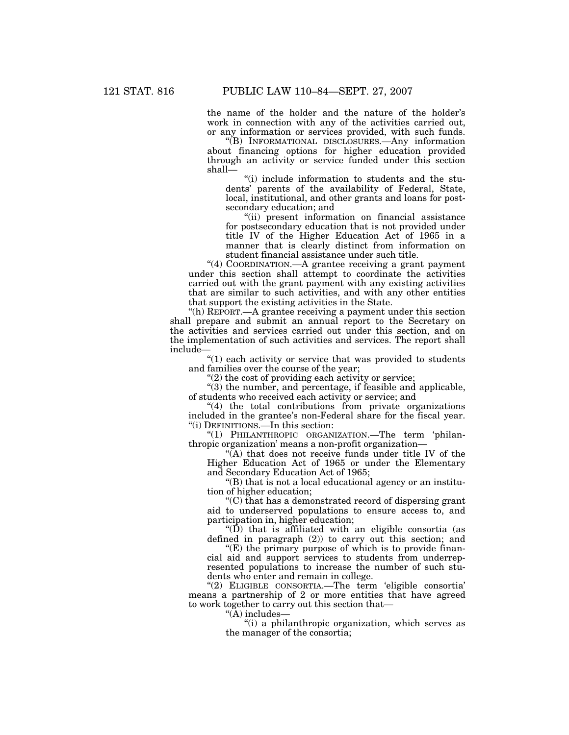the name of the holder and the nature of the holder's work in connection with any of the activities carried out, or any information or services provided, with such funds.

"(B) INFORMATIONAL DISCLOSURES.—Any information about financing options for higher education provided through an activity or service funded under this section shall—

"(i) include information to students and the students' parents of the availability of Federal, State, local, institutional, and other grants and loans for postsecondary education; and

"(ii) present information on financial assistance for postsecondary education that is not provided under title IV of the Higher Education Act of 1965 in a manner that is clearly distinct from information on student financial assistance under such title.

"(4) COORDINATION.—A grantee receiving a grant payment under this section shall attempt to coordinate the activities carried out with the grant payment with any existing activities that are similar to such activities, and with any other entities that support the existing activities in the State.

"(h) REPORT.—A grantee receiving a payment under this section shall prepare and submit an annual report to the Secretary on the activities and services carried out under this section, and on the implementation of such activities and services. The report shall include—

"(1) each activity or service that was provided to students and families over the course of the year;

"(2) the cost of providing each activity or service;

"(3) the number, and percentage, if feasible and applicable, of students who received each activity or service; and

"(4) the total contributions from private organizations included in the grantee's non-Federal share for the fiscal year.

"(i) DEFINITIONS.—In this section:

"(1) PHILANTHROPIC ORGANIZATION.—The term 'philanthropic organization' means a non-profit organization—

"(A) that does not receive funds under title IV of the Higher Education Act of 1965 or under the Elementary and Secondary Education Act of 1965;

"(B) that is not a local educational agency or an institution of higher education;

"(C) that has a demonstrated record of dispersing grant aid to underserved populations to ensure access to, and participation in, higher education;

"(D) that is affiliated with an eligible consortia (as defined in paragraph (2)) to carry out this section; and

"(E) the primary purpose of which is to provide financial aid and support services to students from underrepresented populations to increase the number of such students who enter and remain in college.

"(2) ELIGIBLE CONSORTIA.—The term 'eligible consortia' means a partnership of 2 or more entities that have agreed to work together to carry out this section that—

"(A) includes—

"(i) a philanthropic organization, which serves as the manager of the consortia;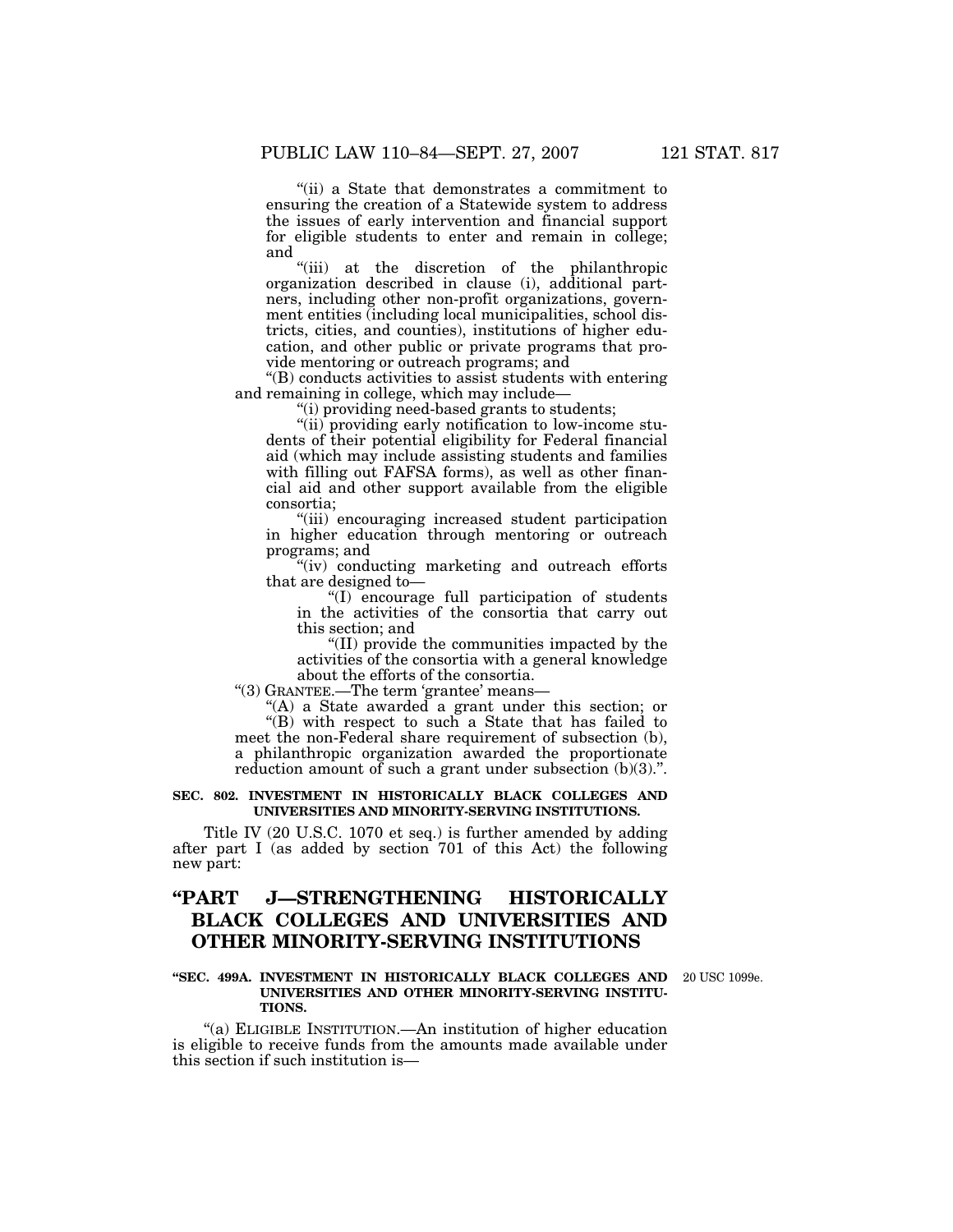"(ii) a State that demonstrates a commitment to ensuring the creation of a Statewide system to address the issues of early intervention and financial support for eligible students to enter and remain in college; and

"(iii) at the discretion of the philanthropic organization described in clause (i), additional partners, including other non-profit organizations, government entities (including local municipalities, school districts, cities, and counties), institutions of higher education, and other public or private programs that provide mentoring or outreach programs; and

"(B) conducts activities to assist students with entering and remaining in college, which may include—

"(i) providing need-based grants to students;

"(ii) providing early notification to low-income students of their potential eligibility for Federal financial aid (which may include assisting students and families with filling out FAFSA forms), as well as other financial aid and other support available from the eligible consortia;

"(iii) encouraging increased student participation in higher education through mentoring or outreach programs; and

"(iv) conducting marketing and outreach efforts that are designed to—

"(I) encourage full participation of students in the activities of the consortia that carry out this section; and

"(II) provide the communities impacted by the activities of the consortia with a general knowledge about the efforts of the consortia.

"(3) GRANTEE.—The term 'grantee' means—

"(A) a State awarded a grant under this section; or

"(B) with respect to such a State that has failed to meet the non-Federal share requirement of subsection (b), a philanthropic organization awarded the proportionate reduction amount of such a grant under subsection (b)(3).".

**SEC. 802. INVESTMENT IN HISTORICALLY BLACK COLLEGES AND UNIVERSITIES AND MINORITY-SERVING INSTITUTIONS.**

Title IV (20 U.S.C. 1070 et seq.) is further amended by adding after part I (as added by section 701 of this Act) the following new part:

# "PART J—STRENGTHENING HISTORICALLY BLACK COLLEGES AND UNIVERSITIES AND OTHER MINORITY-SERVING INSTITUTIONS

**"SEC. 499A. INVESTMENT IN HISTORICALLY BLACK COLLEGES AND UNIVERSITIES AND OTHER MINORITY-SERVING INSTITUTIONS.**

20 USC 1099e.

"(a) ELIGIBLE INSTITUTION.—An institution of higher education is eligible to receive funds from the amounts made available under this section if such institution is—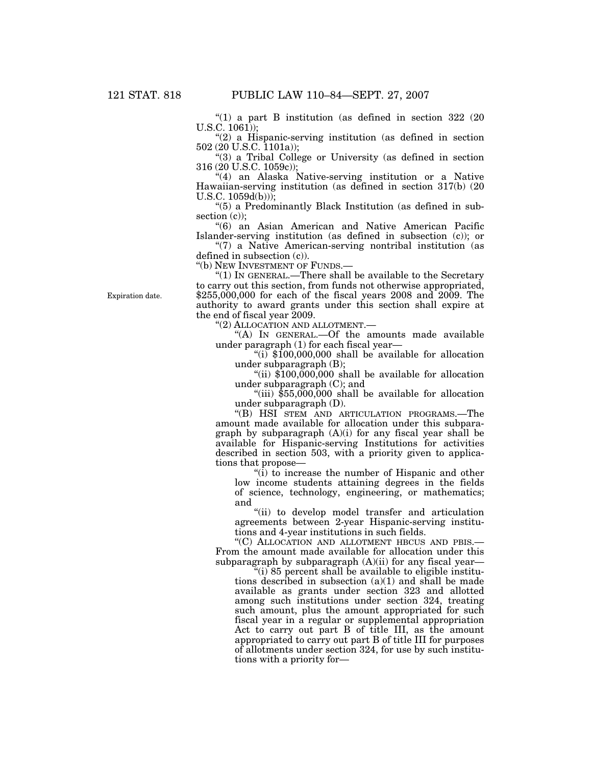"(1) a part B institution (as defined in section 322 (20 U.S.C. 1061));

"(2) a Hispanic-serving institution (as defined in section 502 (20 U.S.C. 1101a));

"(3) a Tribal College or University (as defined in section 316 (20 U.S.C. 1059c));

"(4) an Alaska Native-serving institution or a Native Hawaiian-serving institution (as defined in section 317(b) (20 U.S.C. 1059d(b)));

"(5) a Predominantly Black Institution (as defined in subsection (c));

"(6) an Asian American and Native American Pacific Islander-serving institution (as defined in subsection (c)); or

"(7) a Native American-serving nontribal institution (as defined in subsection (c)).

"(b) NEW INVESTMENT OF FUNDS.—

"(1) IN GENERAL.—There shall be available to the Secretary to carry out this section, from funds not otherwise appropriated, $255,000,000 for each of the fiscal years 2008 and 2009. The authority to award grants under this section shall expire at the end of fiscal year 2009.

Expiration date.

"(2) ALLOCATION AND ALLOTMENT.—

"(A) IN GENERAL.—Of the amounts made available under paragraph (1) for each fiscal year—

"(i) $100,000,000 shall be available for allocation under subparagraph (B);

"(ii) $100,000,000 shall be available for allocation under subparagraph (C); and

"(iii) $55,000,000 shall be available for allocation under subparagraph (D).

"(B) HSI STEM AND ARTICULATION PROGRAMS.—The amount made available for allocation under this subparagraph by subparagraph (A)(i) for any fiscal year shall be available for Hispanic-serving Institutions for activities described in section 503, with a priority given to applications that propose—

"(i) to increase the number of Hispanic and other low income students attaining degrees in the fields of science, technology, engineering, or mathematics; and

"(ii) to develop model transfer and articulation agreements between 2-year Hispanic-serving institutions and 4-year institutions in such fields.

"(C) ALLOCATION AND ALLOTMENT HBCUS AND PBIS.—From the amount made available for allocation under this subparagraph by subparagraph (A)(ii) for any fiscal year—

"(i) 85 percent shall be available to eligible institutions described in subsection (a)(1) and shall be made available as grants under section 323 and allotted among such institutions under section 324, treating such amount, plus the amount appropriated for such fiscal year in a regular or supplemental appropriation Act to carry out part B of title III, as the amount appropriated to carry out part B of title III for purposes of allotments under section 324, for use by such institutions with a priority for—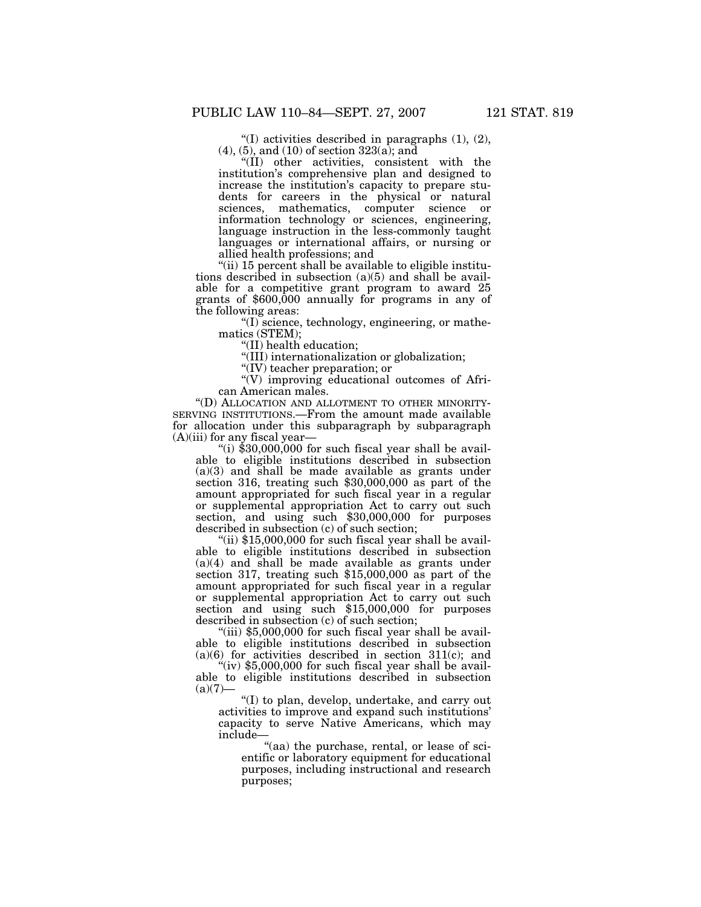"(I) activities described in paragraphs (1), (2), (4), (5), and (10) of section 323(a); and

"(II) other activities, consistent with the institution's comprehensive plan and designed to increase the institution's capacity to prepare students for careers in the physical or natural sciences, mathematics, computer science or information technology or sciences, engineering, language instruction in the less-commonly taught languages or international affairs, or nursing or allied health professions; and

"(ii) 15 percent shall be available to eligible institutions described in subsection (a)(5) and shall be available for a competitive grant program to award 25 grants of $600,000 annually for programs in any of the following areas:

"(I) science, technology, engineering, or mathematics (STEM);

"(II) health education;

"(III) internationalization or globalization;

"(IV) teacher preparation; or

"(V) improving educational outcomes of African American males.

"(D) ALLOCATION AND ALLOTMENT TO OTHER MINORITY-SERVING INSTITUTIONS.—From the amount made available for allocation under this subparagraph by subparagraph (A)(iii) for any fiscal year—

"(i) $30,000,000 for such fiscal year shall be available to eligible institutions described in subsection (a)(3) and shall be made available as grants under section 316, treating such $30,000,000 as part of the amount appropriated for such fiscal year in a regular or supplemental appropriation Act to carry out such section, and using such $30,000,000 for purposes described in subsection (c) of such section;

"(ii) $15,000,000 for such fiscal year shall be available to eligible institutions described in subsection (a)(4) and shall be made available as grants under section 317, treating such $15,000,000 as part of the amount appropriated for such fiscal year in a regular or supplemental appropriation Act to carry out such section and using such $15,000,000 for purposes described in subsection (c) of such section;

"(iii) $5,000,000 for such fiscal year shall be available to eligible institutions described in subsection (a)(6) for activities described in section 311(c); and

"(iv) $5,000,000 for such fiscal year shall be available to eligible institutions described in subsection (a)(7)—

"(I) to plan, develop, undertake, and carry out activities to improve and expand such institutions' capacity to serve Native Americans, which may include—

"(aa) the purchase, rental, or lease of scientific or laboratory equipment for educational purposes, including instructional and research purposes;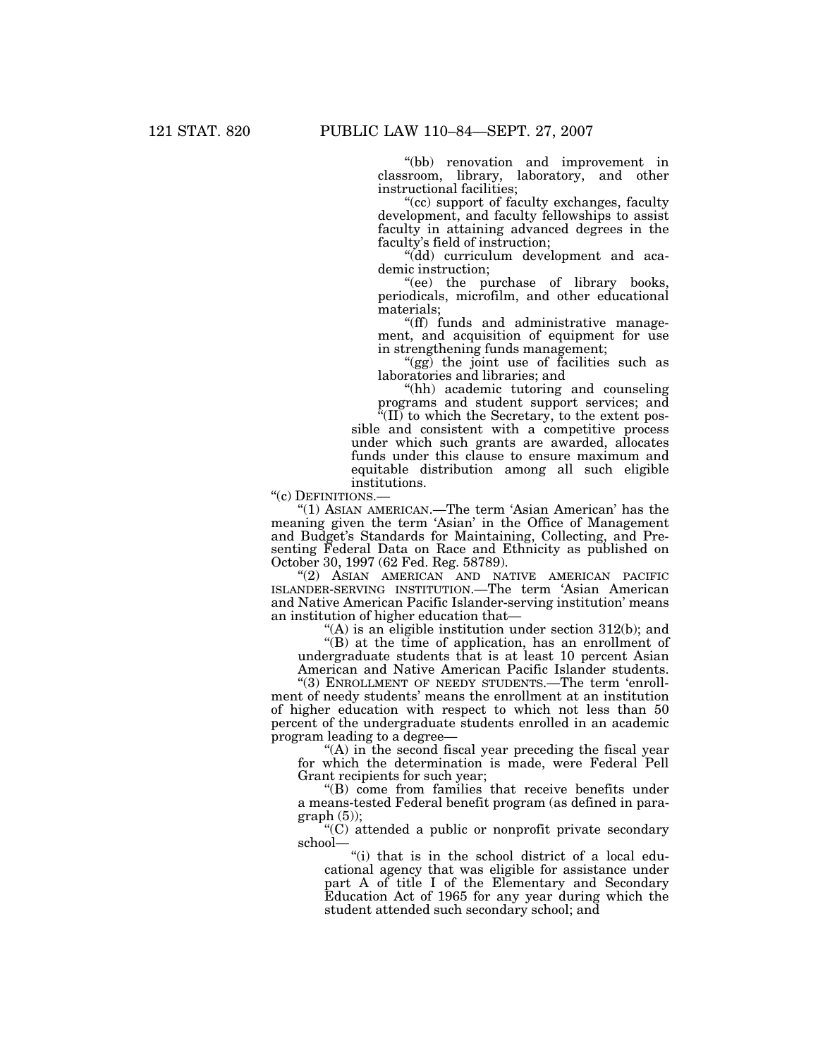"(bb) renovation and improvement in classroom, library, laboratory, and other instructional facilities;

"(cc) support of faculty exchanges, faculty development, and faculty fellowships to assist faculty in attaining advanced degrees in the faculty's field of instruction;

"(dd) curriculum development and academic instruction;

"(ee) the purchase of library books, periodicals, microfilm, and other educational materials;

"(ff) funds and administrative management, and acquisition of equipment for use in strengthening funds management;

"(gg) the joint use of facilities such as laboratories and libraries; and

"(hh) academic tutoring and counseling programs and student support services; and

"(II) to which the Secretary, to the extent possible and consistent with a competitive process under which such grants are awarded, allocates funds under this clause to ensure maximum and equitable distribution among all such eligible institutions.

"(c) DEFINITIONS.—

"(1) ASIAN AMERICAN.—The term 'Asian American' has the meaning given the term 'Asian' in the Office of Management and Budget's Standards for Maintaining, Collecting, and Presenting Federal Data on Race and Ethnicity as published on October 30, 1997 (62 Fed. Reg. 58789).

"(2) ASIAN AMERICAN AND NATIVE AMERICAN PACIFIC ISLANDER-SERVING INSTITUTION.—The term 'Asian American and Native American Pacific Islander-serving institution' means an institution of higher education that—

"(A) is an eligible institution under section 312(b); and

"(B) at the time of application, has an enrollment of undergraduate students that is at least 10 percent Asian American and Native American Pacific Islander students.

"(3) ENROLLMENT OF NEEDY STUDENTS.—The term 'enrollment of needy students' means the enrollment at an institution of higher education with respect to which not less than 50 percent of the undergraduate students enrolled in an academic program leading to a degree—

"(A) in the second fiscal year preceding the fiscal year for which the determination is made, were Federal Pell Grant recipients for such year;

"(B) come from families that receive benefits under a means-tested Federal benefit program (as defined in paragraph (5));

"(C) attended a public or nonprofit private secondary school—

"(i) that is in the school district of a local educational agency that was eligible for assistance under part A of title I of the Elementary and Secondary Education Act of 1965 for any year during which the student attended such secondary school; and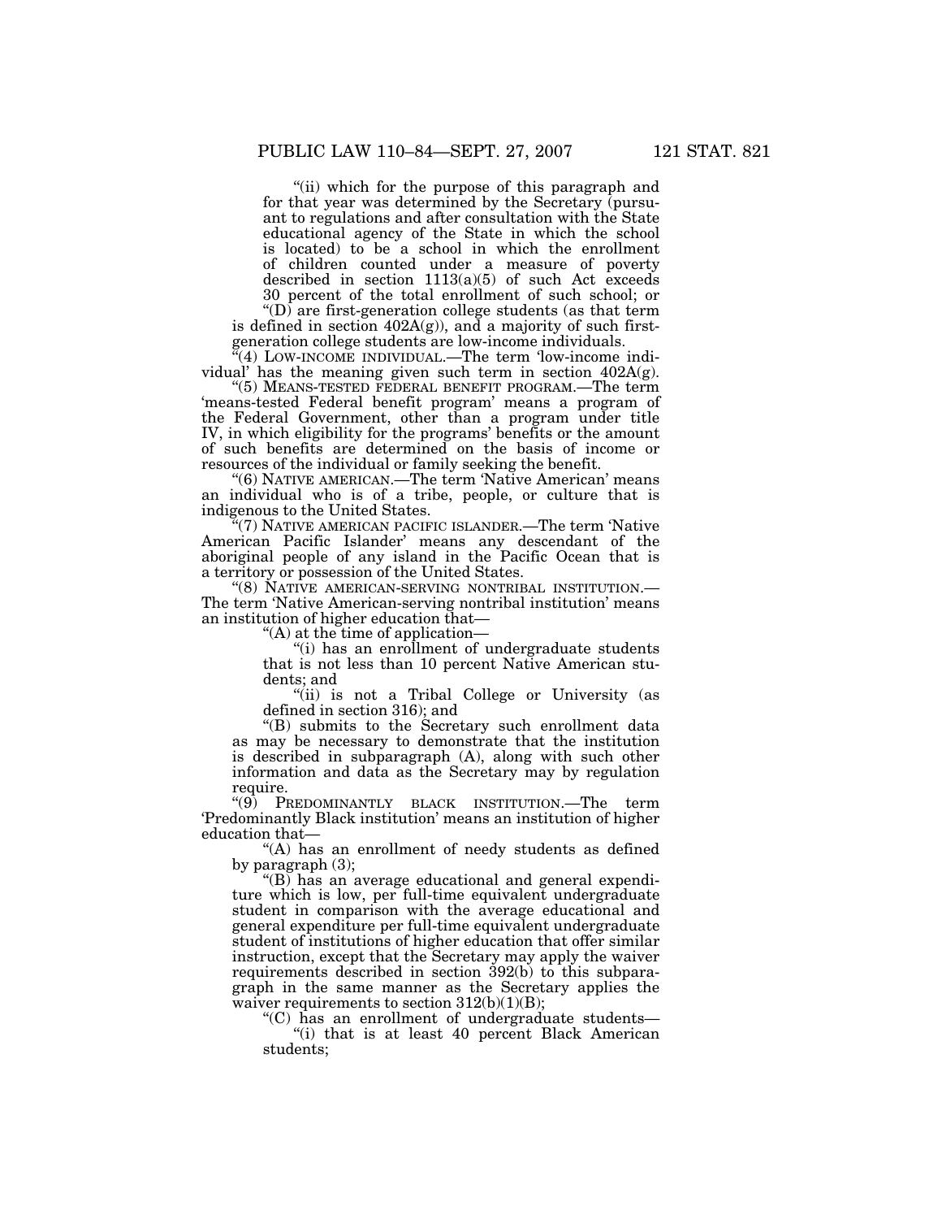"(ii) which for the purpose of this paragraph and for that year was determined by the Secretary (pursuant to regulations and after consultation with the State educational agency of the State in which the school is located) to be a school in which the enrollment of children counted under a measure of poverty described in section 1113(a)(5) of such Act exceeds 30 percent of the total enrollment of such school; or

"(D) are first-generation college students (as that term is defined in section 402A(g)), and a majority of such first-generation college students are low-income individuals.

"(4) LOW-INCOME INDIVIDUAL.—The term 'low-income individual' has the meaning given such term in section 402A(g).

"(5) MEANS-TESTED FEDERAL BENEFIT PROGRAM.—The term 'means-tested Federal benefit program' means a program of the Federal Government, other than a program under title IV, in which eligibility for the programs' benefits or the amount of such benefits are determined on the basis of income or resources of the individual or family seeking the benefit.

"(6) NATIVE AMERICAN.—The term 'Native American' means an individual who is of a tribe, people, or culture that is indigenous to the United States.

"(7) NATIVE AMERICAN PACIFIC ISLANDER.—The term 'Native American Pacific Islander' means any descendant of the aboriginal people of any island in the Pacific Ocean that is a territory or possession of the United States.

"(8) NATIVE AMERICAN-SERVING NONTRIBAL INSTITUTION.—The term 'Native American-serving nontribal institution' means an institution of higher education that—

"(A) at the time of application—

"(i) has an enrollment of undergraduate students that is not less than 10 percent Native American students; and

"(ii) is not a Tribal College or University (as defined in section 316); and

"(B) submits to the Secretary such enrollment data as may be necessary to demonstrate that the institution is described in subparagraph (A), along with such other information and data as the Secretary may by regulation require.

"(9) PREDOMINANTLY BLACK INSTITUTION.—The term 'Predominantly Black institution' means an institution of higher education that—

"(A) has an enrollment of needy students as defined by paragraph (3);

"(B) has an average educational and general expenditure which is low, per full-time equivalent undergraduate student in comparison with the average educational and general expenditure per full-time equivalent undergraduate student of institutions of higher education that offer similar instruction, except that the Secretary may apply the waiver requirements described in section 392(b) to this subparagraph in the same manner as the Secretary applies the waiver requirements to section 312(b)(1)(B);

"(C) has an enrollment of undergraduate students—

"(i) that is at least 40 percent Black American students;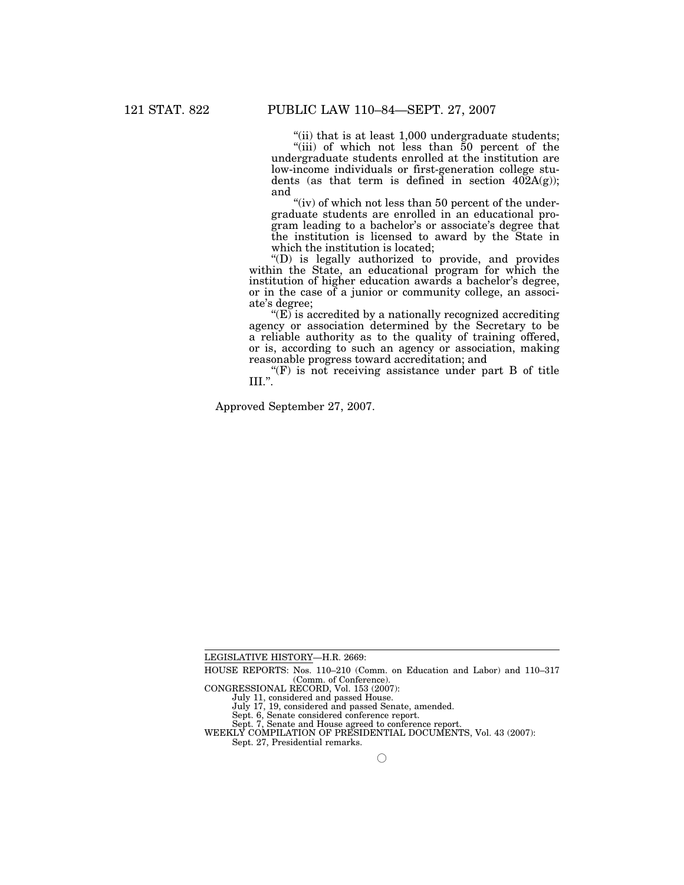"(ii) that is at least 1,000 undergraduate students;

"(iii) of which not less than 50 percent of the undergraduate students enrolled at the institution are low-income individuals or first-generation college students (as that term is defined in section 402A(g)); and

"(iv) of which not less than 50 percent of the undergraduate students are enrolled in an educational program leading to a bachelor's or associate's degree that the institution is licensed to award by the State in which the institution is located;

"(D) is legally authorized to provide, and provides within the State, an educational program for which the institution of higher education awards a bachelor's degree, or in the case of a junior or community college, an associate's degree;

"(E) is accredited by a nationally recognized accrediting agency or association determined by the Secretary to be a reliable authority as to the quality of training offered, or is, according to such an agency or association, making reasonable progress toward accreditation; and

"(F) is not receiving assistance under part B of title III.".

Approved September 27, 2007.

---

LEGISLATIVE HISTORY—H.R. 2669:

HOUSE REPORTS: Nos. 110–210 (Comm. on Education and Labor) and 110–317 (Comm. of Conference).

CONGRESSIONAL RECORD, Vol. 153 (2007):
- July 11, considered and passed House.
- July 17, 19, considered and passed Senate, amended.
- Sept. 6, Senate considered conference report.
- Sept. 7, Senate and House agreed to conference report.

WEEKLY COMPILATION OF PRESIDENTIAL DOCUMENTS, Vol. 43 (2007):
- Sept. 27, Presidential remarks.